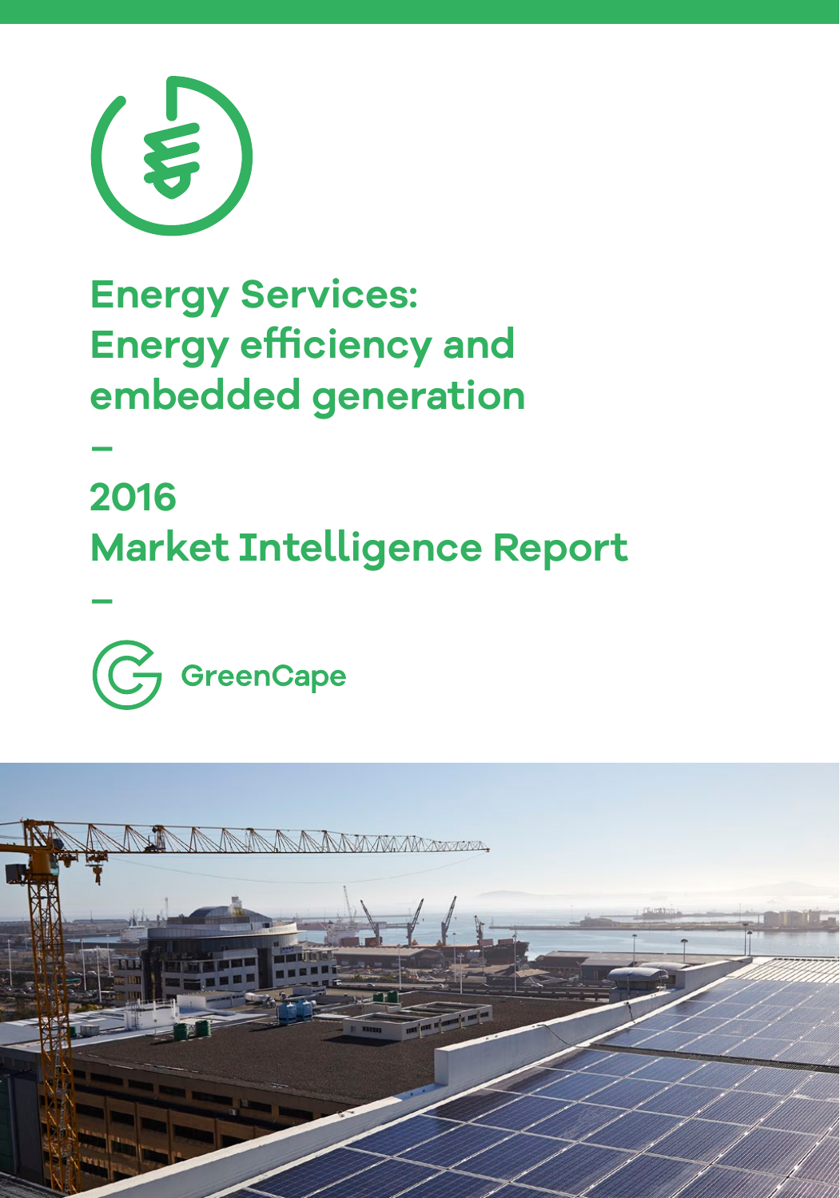# Energy Services: Energy efficiency and embedded generation

–

## 2016 Market Intelligence Report

–

GreenCape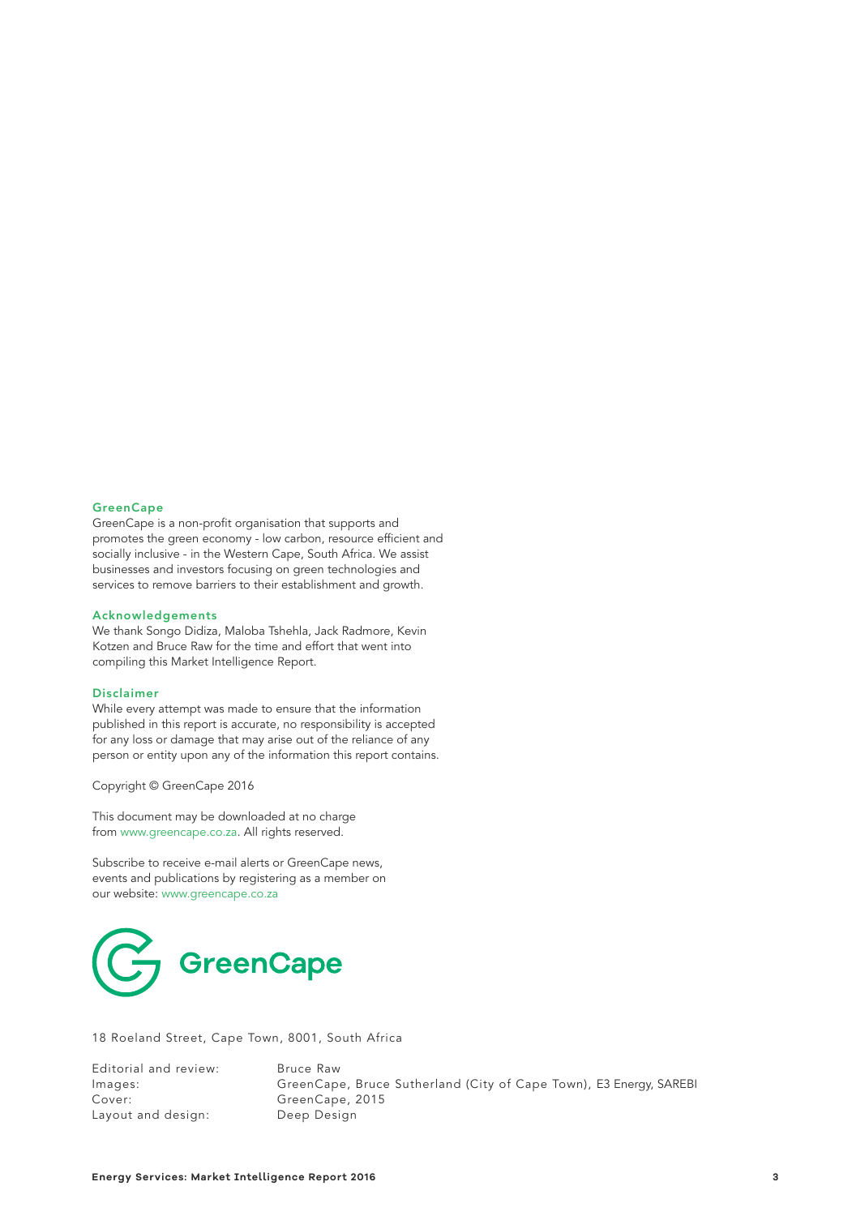### GreenCape

GreenCape is a non-profit organisation that supports and promotes the green economy - low carbon, resource efficient and socially inclusive - in the Western Cape, South Africa. We assist businesses and investors focusing on green technologies and services to remove barriers to their establishment and growth.

### Acknowledgements

We thank Songo Didiza, Maloba Tshehla, Jack Radmore, Kevin Kotzen and Bruce Raw for the time and effort that went into compiling this Market Intelligence Report.

### Disclaimer

While every attempt was made to ensure that the information published in this report is accurate, no responsibility is accepted for any loss or damage that may arise out of the reliance of any person or entity upon any of the information this report contains.

Copyright © GreenCape 2016

This document may be downloaded at no charge from www.greencape.co.za. All rights reserved.

Subscribe to receive e-mail alerts or GreenCape news, events and publications by registering as a member on our website: www.greencape.co.za

GreenCape

18 Roeland Street, Cape Town, 8001, South Africa

| | |
|---|---|
| Editorial and review: | Bruce Raw |
| Images: | GreenCape, Bruce Sutherland (City of Cape Town), E3 Energy, SAREBI |
| Cover: | GreenCape, 2015 |
| Layout and design: | Deep Design |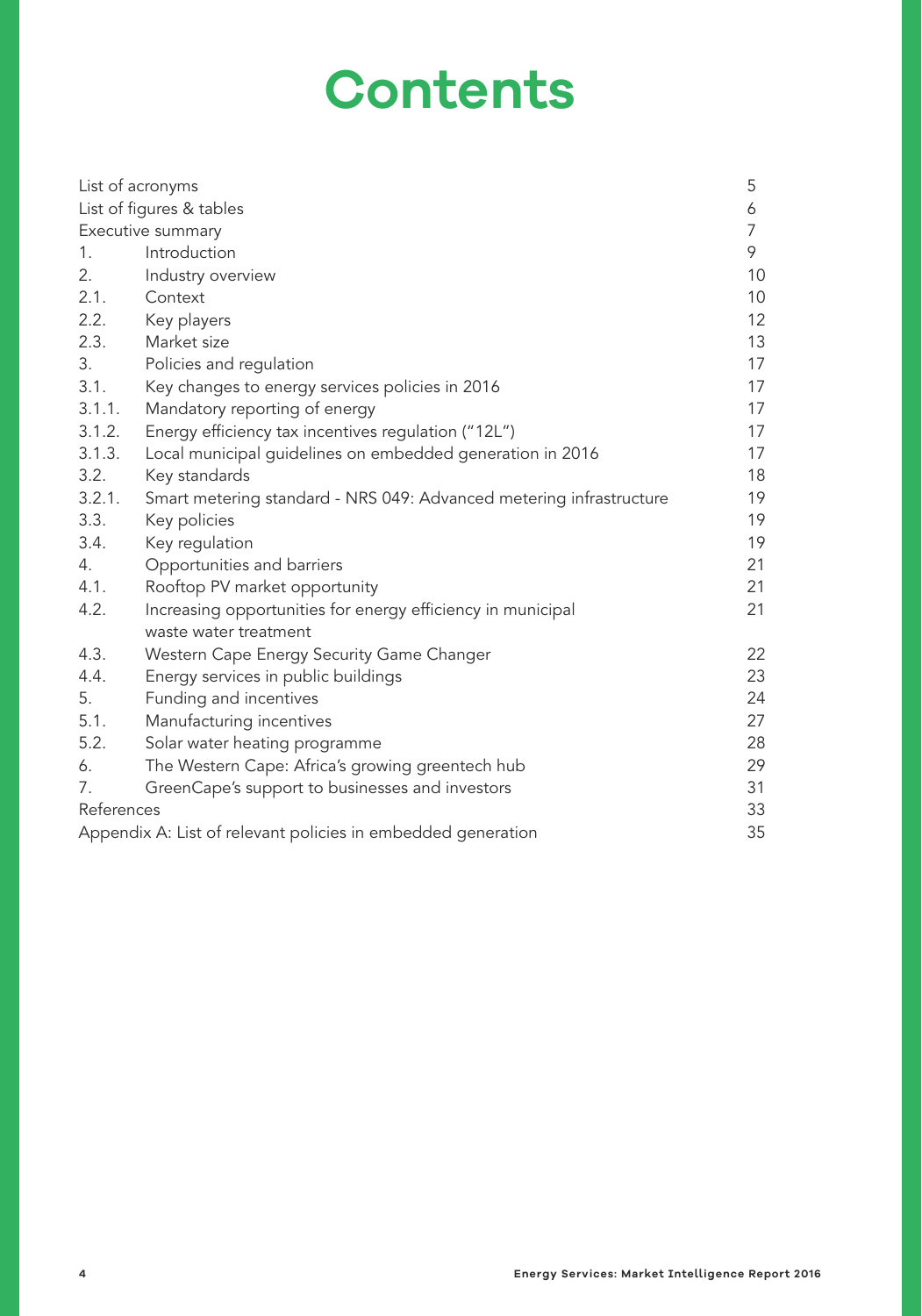# Contents

| | | |
|---|---|---|
| List of acronyms | | 5 |
| List of figures & tables | | 6 |
| Executive summary | | 7 |
| 1. | Introduction | 9 |
| 2. | Industry overview | 10 |
| 2.1. | Context | 10 |
| 2.2. | Key players | 12 |
| 2.3. | Market size | 13 |
| 3. | Policies and regulation | 17 |
| 3.1. | Key changes to energy services policies in 2016 | 17 |
| 3.1.1. | Mandatory reporting of energy | 17 |
| 3.1.2. | Energy efficiency tax incentives regulation ("12L") | 17 |
| 3.1.3. | Local municipal guidelines on embedded generation in 2016 | 17 |
| 3.2. | Key standards | 18 |
| 3.2.1. | Smart metering standard - NRS 049: Advanced metering infrastructure | 19 |
| 3.3. | Key policies | 19 |
| 3.4. | Key regulation | 19 |
| 4. | Opportunities and barriers | 21 |
| 4.1. | Rooftop PV market opportunity | 21 |
| 4.2. | Increasing opportunities for energy efficiency in municipal waste water treatment | 21 |
| 4.3. | Western Cape Energy Security Game Changer | 22 |
| 4.4. | Energy services in public buildings | 23 |
| 5. | Funding and incentives | 24 |
| 5.1. | Manufacturing incentives | 27 |
| 5.2. | Solar water heating programme | 28 |
| 6. | The Western Cape: Africa's growing greentech hub | 29 |
| 7. | GreenCape's support to businesses and investors | 31 |
| References | | 33 |
| Appendix A: List of relevant policies in embedded generation | | 35 |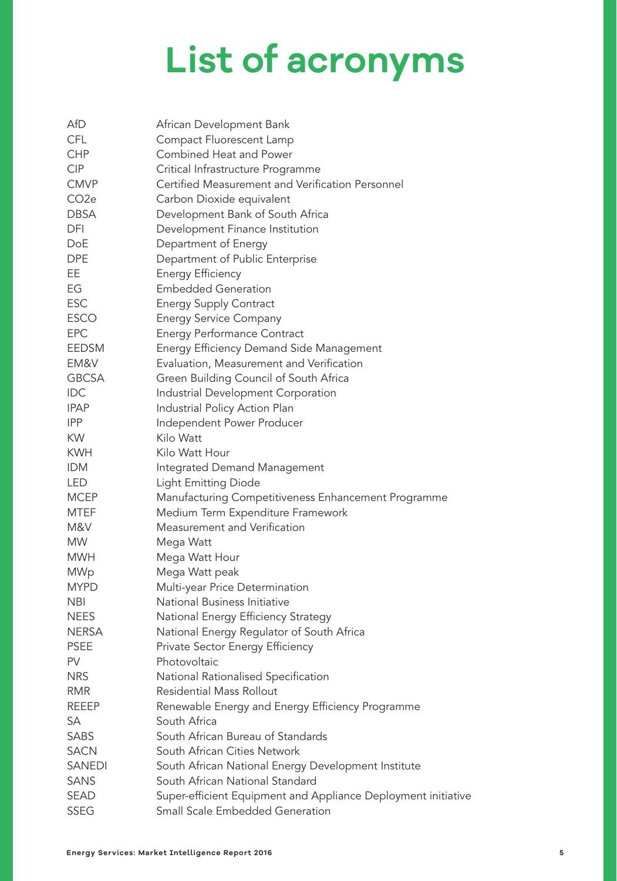# List of acronyms

| | |
|---|---|
| AfD | African Development Bank |
| CFL | Compact Fluorescent Lamp |
| CHP | Combined Heat and Power |
| CIP | Critical Infrastructure Programme |
| CMVP | Certified Measurement and Verification Personnel |
| $CO_2e$ | Carbon Dioxide equivalent |
| DBSA | Development Bank of South Africa |
| DFI | Development Finance Institution |
| DoE | Department of Energy |
| DPE | Department of Public Enterprise |
| EE | Energy Efficiency |
| EG | Embedded Generation |
| ESC | Energy Supply Contract |
| ESCO | Energy Service Company |
| EPC | Energy Performance Contract |
| EEDSM | Energy Efficiency Demand Side Management |
| EM&V | Evaluation, Measurement and Verification |
| GBCSA | Green Building Council of South Africa |
| IDC | Industrial Development Corporation |
| IPAP | Industrial Policy Action Plan |
| IPP | Independent Power Producer |
| KW | Kilo Watt |
| KWH | Kilo Watt Hour |
| IDM | Integrated Demand Management |
| LED | Light Emitting Diode |
| MCEP | Manufacturing Competitiveness Enhancement Programme |
| MTEF | Medium Term Expenditure Framework |
| M&V | Measurement and Verification |
| MW | Mega Watt |
| MWH | Mega Watt Hour |
| MWp | Mega Watt peak |
| MYPD | Multi-year Price Determination |
| NBI | National Business Initiative |
| NEES | National Energy Efficiency Strategy |
| NERSA | National Energy Regulator of South Africa |
| PSEE | Private Sector Energy Efficiency |
| PV | Photovoltaic |
| NRS | National Rationalised Specification |
| RMR | Residential Mass Rollout |
| REEEP | Renewable Energy and Energy Efficiency Programme |
| SA | South Africa |
| SABS | South African Bureau of Standards |
| SACN | South African Cities Network |
| SANEDI | South African National Energy Development Institute |
| SANS | South African National Standard |
| SEAD | Super-efficient Equipment and Appliance Deployment initiative |
| SSEG | Small Scale Embedded Generation |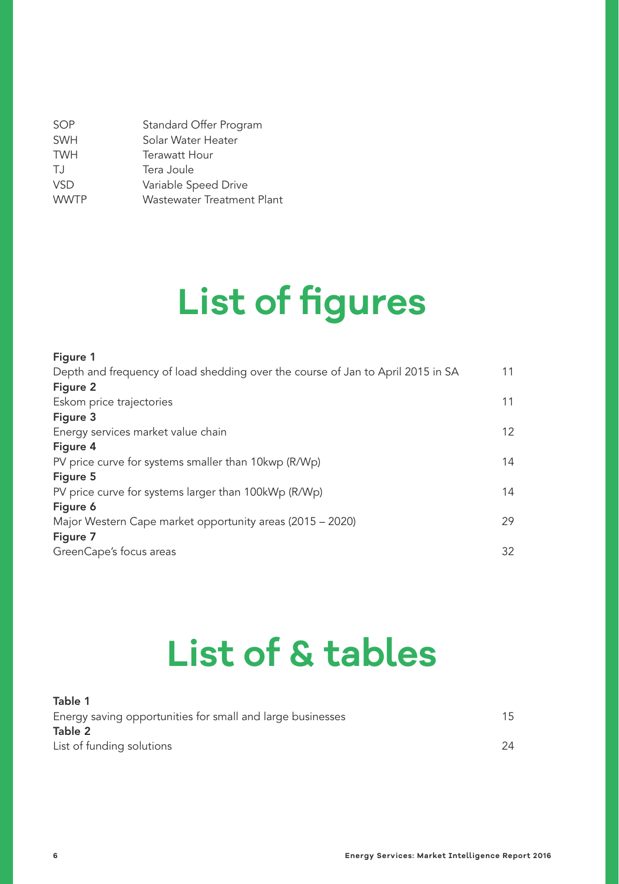| | |
|---|---|
| SOP | Standard Offer Program |
| SWH | Solar Water Heater |
| TWH | Terawatt Hour |
| TJ | Tera Joule |
| VSD | Variable Speed Drive |
| WWTP | Wastewater Treatment Plant |

# List of figures

**Figure 1**
Depth and frequency of load shedding over the course of Jan to April 2015 in SA 11

**Figure 2**
Eskom price trajectories 11

**Figure 3**
Energy services market value chain 12

**Figure 4**
PV price curve for systems smaller than 10kwp (R/Wp) 14

**Figure 5**
PV price curve for systems larger than 100kWp (R/Wp) 14

**Figure 6**
Major Western Cape market opportunity areas (2015 – 2020) 29

**Figure 7**
GreenCape's focus areas 32

# List of & tables

**Table 1**
Energy saving opportunities for small and large businesses 15

**Table 2**
List of funding solutions 24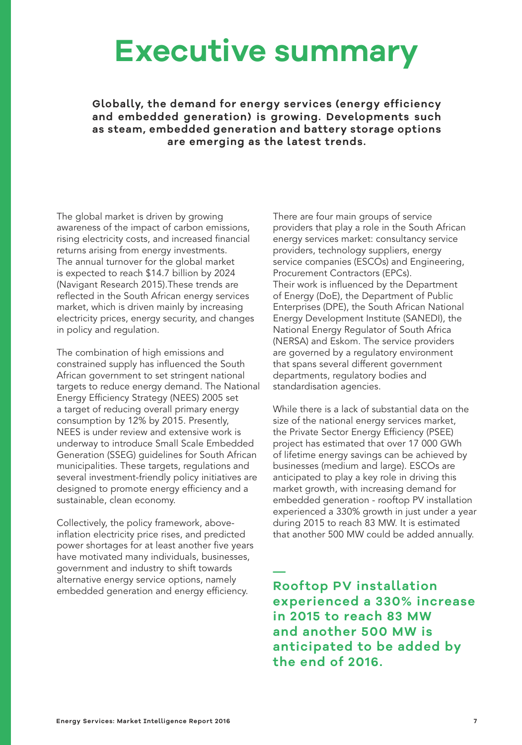# Executive summary

**Globally, the demand for energy services (energy efficiency and embedded generation) is growing. Developments such as steam, embedded generation and battery storage options are emerging as the latest trends.**

The global market is driven by growing awareness of the impact of carbon emissions, rising electricity costs, and increased financial returns arising from energy investments. The annual turnover for the global market is expected to reach $14.7 billion by 2024 (Navigant Research 2015).These trends are reflected in the South African energy services market, which is driven mainly by increasing electricity prices, energy security, and changes in policy and regulation.

The combination of high emissions and constrained supply has influenced the South African government to set stringent national targets to reduce energy demand. The National Energy Efficiency Strategy (NEES) 2005 set a target of reducing overall primary energy consumption by 12% by 2015. Presently, NEES is under review and extensive work is underway to introduce Small Scale Embedded Generation (SSEG) guidelines for South African municipalities. These targets, regulations and several investment-friendly policy initiatives are designed to promote energy efficiency and a sustainable, clean economy.

Collectively, the policy framework, above-inflation electricity price rises, and predicted power shortages for at least another five years have motivated many individuals, businesses, government and industry to shift towards alternative energy service options, namely embedded generation and energy efficiency.

There are four main groups of service providers that play a role in the South African energy services market: consultancy service providers, technology suppliers, energy service companies (ESCOs) and Engineering, Procurement Contractors (EPCs). Their work is influenced by the Department of Energy (DoE), the Department of Public Enterprises (DPE), the South African National Energy Development Institute (SANEDI), the National Energy Regulator of South Africa (NERSA) and Eskom. The service providers are governed by a regulatory environment that spans several different government departments, regulatory bodies and standardisation agencies.

While there is a lack of substantial data on the size of the national energy services market, the Private Sector Energy Efficiency (PSEE) project has estimated that over 17 000 GWh of lifetime energy savings can be achieved by businesses (medium and large). ESCOs are anticipated to play a key role in driving this market growth, with increasing demand for embedded generation - rooftop PV installation experienced a 330% growth in just under a year during 2015 to reach 83 MW. It is estimated that another 500 MW could be added annually.

**Rooftop PV installation experienced a 330% increase in 2015 to reach 83 MW and another 500 MW is anticipated to be added by the end of 2016.**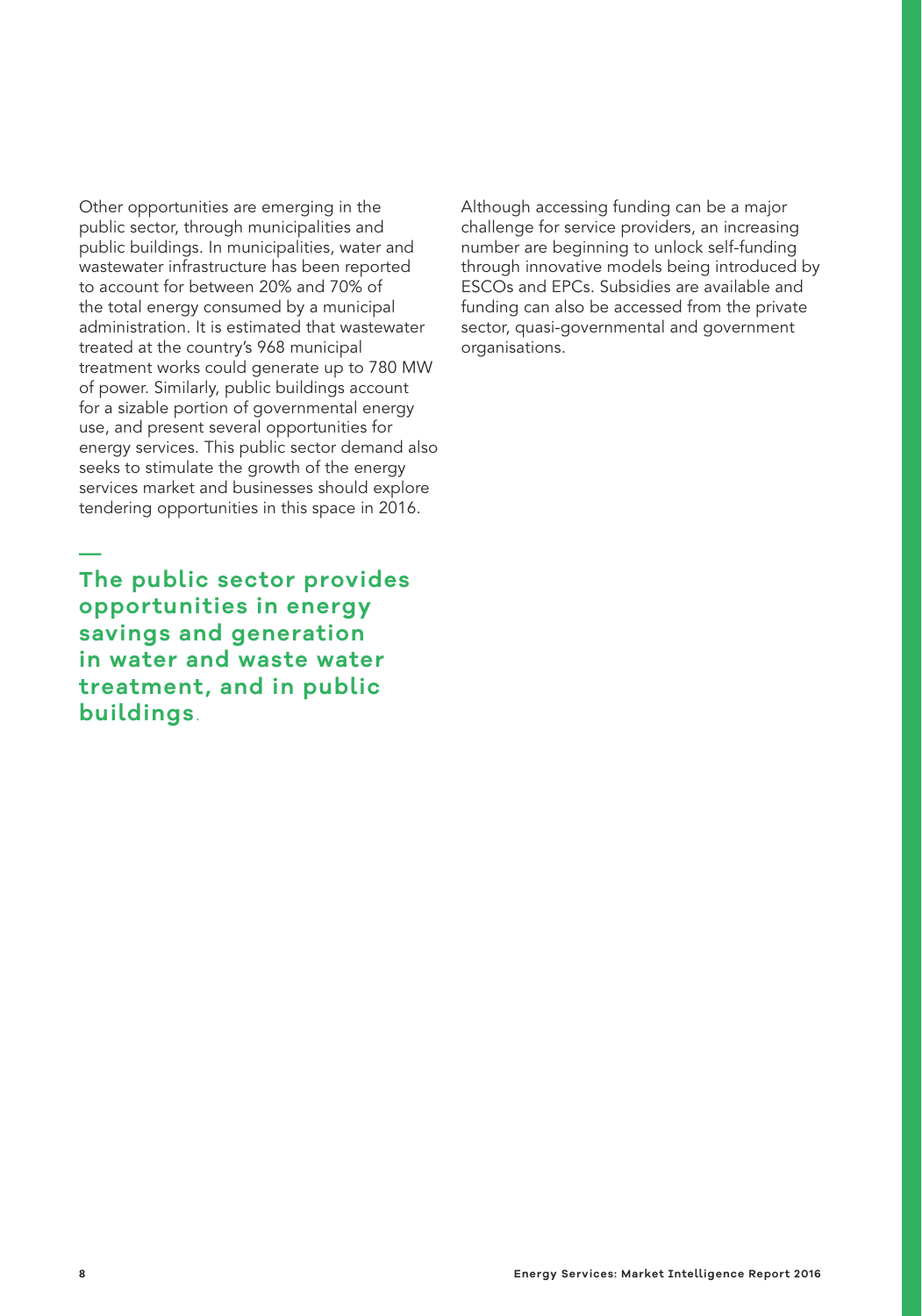Other opportunities are emerging in the public sector, through municipalities and public buildings. In municipalities, water and wastewater infrastructure has been reported to account for between 20% and 70% of the total energy consumed by a municipal administration. It is estimated that wastewater treated at the country's 968 municipal treatment works could generate up to 780 MW of power. Similarly, public buildings account for a sizable portion of governmental energy use, and present several opportunities for energy services. This public sector demand also seeks to stimulate the growth of the energy services market and businesses should explore tendering opportunities in this space in 2016.

**The public sector provides opportunities in energy savings and generation in water and waste water treatment, and in public buildings.**

Although accessing funding can be a major challenge for service providers, an increasing number are beginning to unlock self-funding through innovative models being introduced by ESCOs and EPCs. Subsidies are available and funding can also be accessed from the private sector, quasi-governmental and government organisations.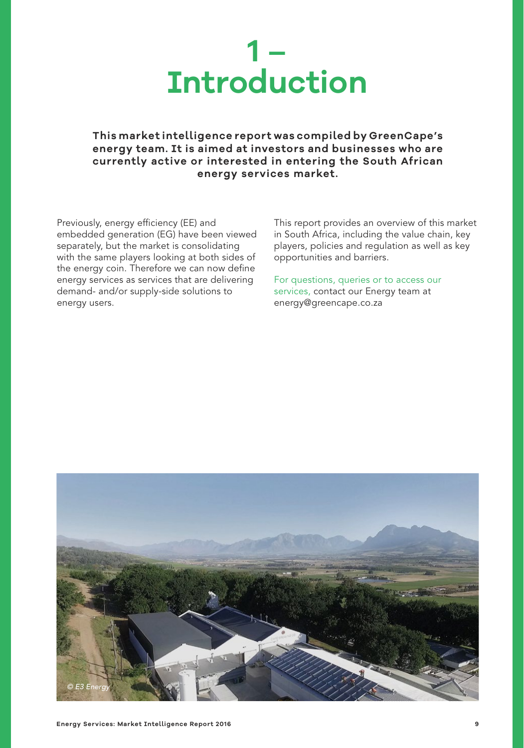# 1 – Introduction

**This market intelligence report was compiled by GreenCape's energy team. It is aimed at investors and businesses who are currently active or interested in entering the South African energy services market.**

Previously, energy efficiency (EE) and embedded generation (EG) have been viewed separately, but the market is consolidating with the same players looking at both sides of the energy coin. Therefore we can now define energy services as services that are delivering demand- and/or supply-side solutions to energy users.

This report provides an overview of this market in South Africa, including the value chain, key players, policies and regulation as well as key opportunities and barriers.

For questions, queries or to access our services, contact our Energy team at energy@greencape.co.za

© E3 Energy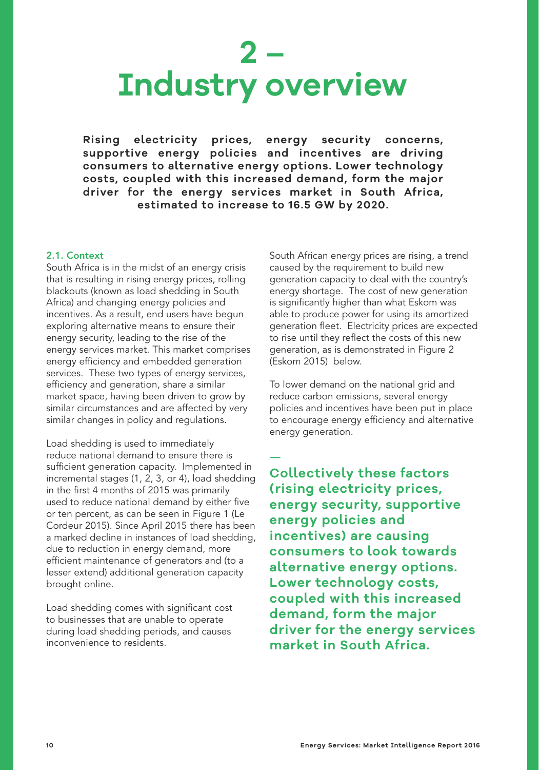# 2 – Industry overview

**Rising electricity prices, energy security concerns, supportive energy policies and incentives are driving consumers to alternative energy options. Lower technology costs, coupled with this increased demand, form the major driver for the energy services market in South Africa, estimated to increase to 16.5 GW by 2020.**

## 2.1. Context

South Africa is in the midst of an energy crisis that is resulting in rising energy prices, rolling blackouts (known as load shedding in South Africa) and changing energy policies and incentives. As a result, end users have begun exploring alternative means to ensure their energy security, leading to the rise of the energy services market. This market comprises energy efficiency and embedded generation services. These two types of energy services, efficiency and generation, share a similar market space, having been driven to grow by similar circumstances and are affected by very similar changes in policy and regulations.

Load shedding is used to immediately reduce national demand to ensure there is sufficient generation capacity. Implemented in incremental stages (1, 2, 3, or 4), load shedding in the first 4 months of 2015 was primarily used to reduce national demand by either five or ten percent, as can be seen in Figure 1 (Le Cordeur 2015). Since April 2015 there has been a marked decline in instances of load shedding, due to reduction in energy demand, more efficient maintenance of generators and (to a lesser extend) additional generation capacity brought online.

Load shedding comes with significant cost to businesses that are unable to operate during load shedding periods, and causes inconvenience to residents.

South African energy prices are rising, a trend caused by the requirement to build new generation capacity to deal with the country's energy shortage. The cost of new generation is significantly higher than what Eskom was able to produce power for using its amortized generation fleet. Electricity prices are expected to rise until they reflect the costs of this new generation, as is demonstrated in Figure 2 (Eskom 2015) below.

To lower demand on the national grid and reduce carbon emissions, several energy policies and incentives have been put in place to encourage energy efficiency and alternative energy generation.

**Collectively these factors (rising electricity prices, energy security, supportive energy policies and incentives) are causing consumers to look towards alternative energy options. Lower technology costs, coupled with this increased demand, form the major driver for the energy services market in South Africa.**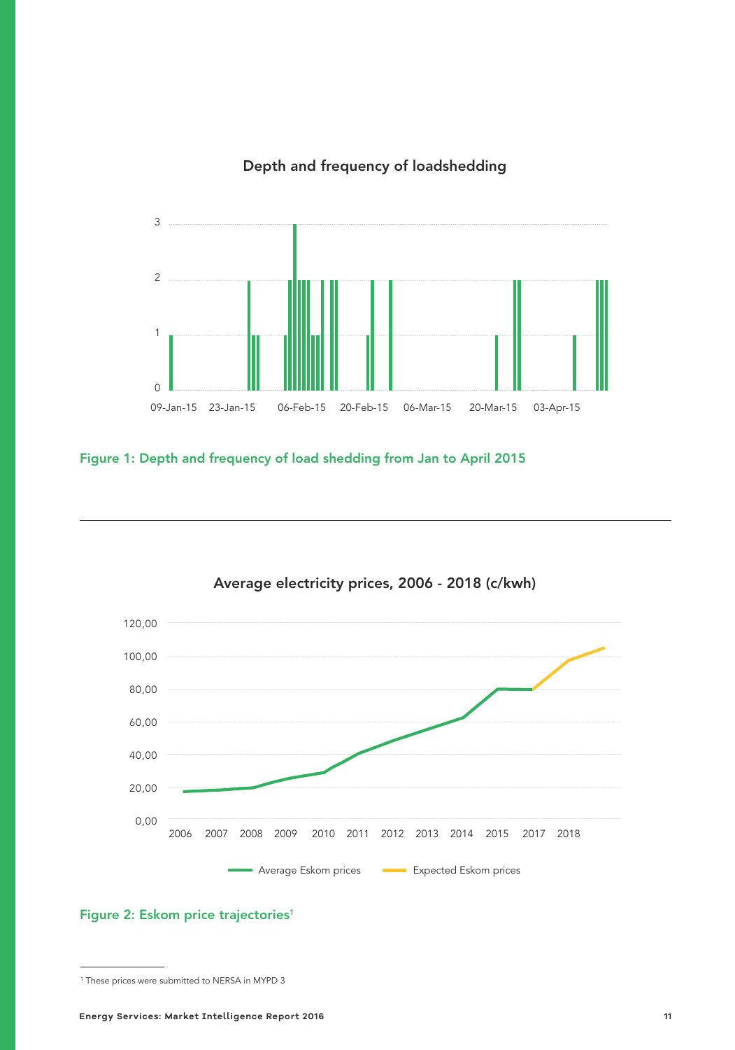Depth and frequency of loadshedding

Figure 1: Depth and frequency of load shedding from Jan to April 2015

---

Average electricity prices, 2006 - 2018 (c/kwh)

Figure 2: Eskom price trajectories[1]

[1] These prices were submitted to NERSA in MYPD 3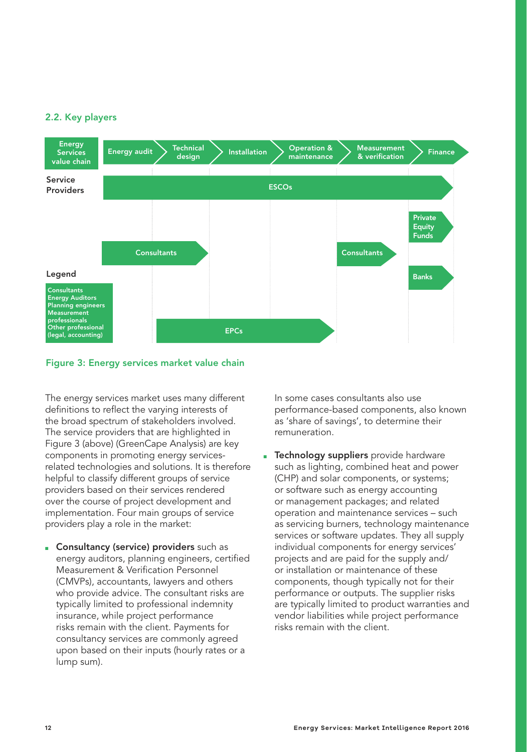## 2.2. Key players

Energy Services value chain: Energy audit → Technical design → Installation → Operation & maintenance → Measurement & verification → Finance

Service Providers

ESCOs

Private Equity Funds

Consultants

Consultants

Banks

EPCs

Legend

Consultants
Energy Auditors
Planning engineers
Measurement professionals
Other professional (legal, accounting)

**Figure 3: Energy services market value chain**

The energy services market uses many different definitions to reflect the varying interests of the broad spectrum of stakeholders involved. The service providers that are highlighted in Figure 3 (above) (GreenCape Analysis) are key components in promoting energy services-related technologies and solutions. It is therefore helpful to classify different groups of service providers based on their services rendered over the course of project development and implementation. Four main groups of service providers play a role in the market:

- **Consultancy (service) providers** such as energy auditors, planning engineers, certified Measurement & Verification Personnel (CMVPs), accountants, lawyers and others who provide advice. The consultant risks are typically limited to professional indemnity insurance, while project performance risks remain with the client. Payments for consultancy services are commonly agreed upon based on their inputs (hourly rates or a lump sum).

  In some cases consultants also use performance-based components, also known as 'share of savings', to determine their remuneration.

- **Technology suppliers** provide hardware such as lighting, combined heat and power (CHP) and solar components, or systems; or software such as energy accounting or management packages; and related operation and maintenance services – such as servicing burners, technology maintenance services or software updates. They all supply individual components for energy services' projects and are paid for the supply and/or installation or maintenance of these components, though typically not for their performance or outputs. The supplier risks are typically limited to product warranties and vendor liabilities while project performance risks remain with the client.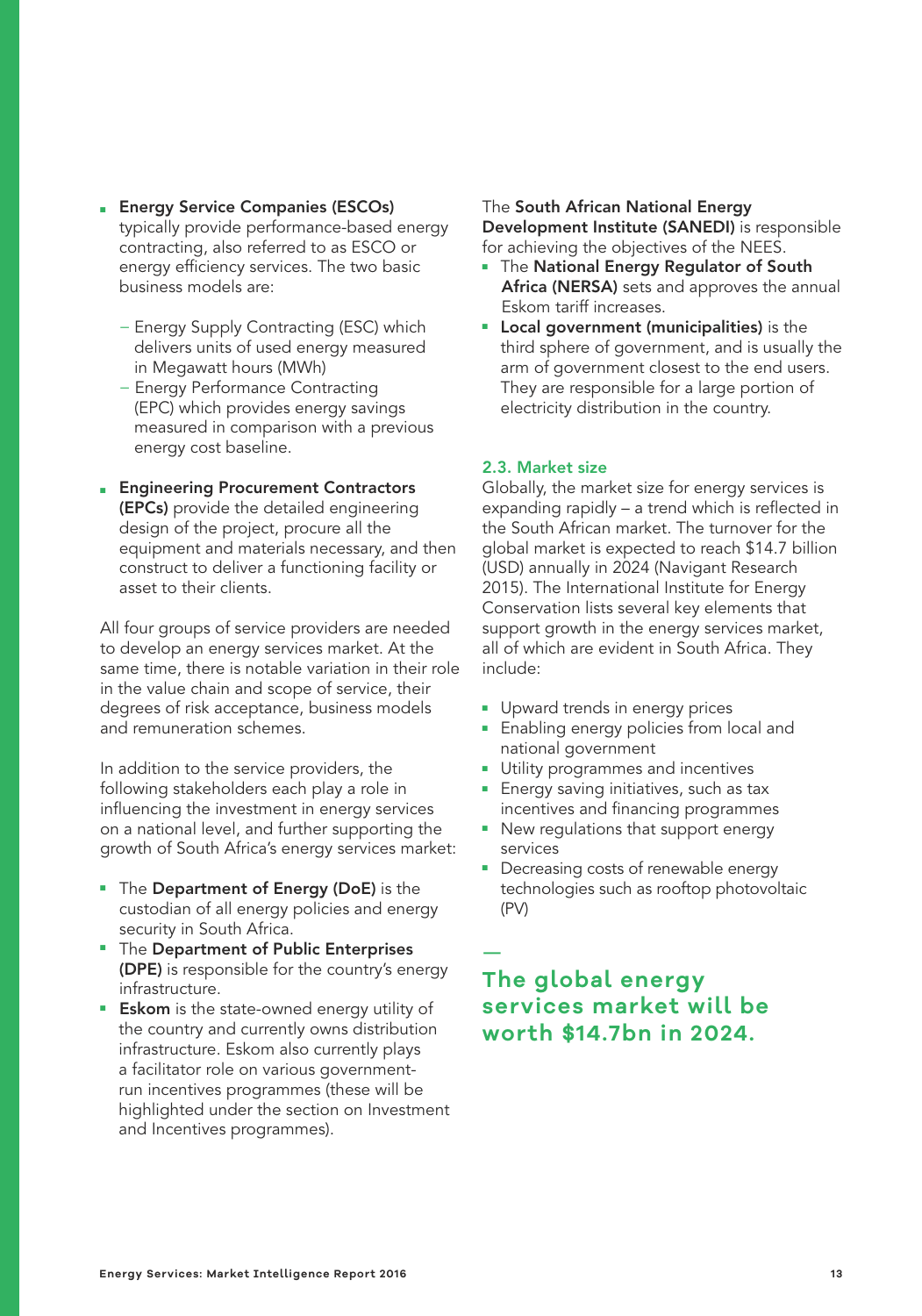- **Energy Service Companies (ESCOs)** typically provide performance-based energy contracting, also referred to as ESCO or energy efficiency services. The two basic business models are:
  - Energy Supply Contracting (ESC) which delivers units of used energy measured in Megawatt hours (MWh)
  - Energy Performance Contracting (EPC) which provides energy savings measured in comparison with a previous energy cost baseline.
- **Engineering Procurement Contractors (EPCs)** provide the detailed engineering design of the project, procure all the equipment and materials necessary, and then construct to deliver a functioning facility or asset to their clients.

All four groups of service providers are needed to develop an energy services market. At the same time, there is notable variation in their role in the value chain and scope of service, their degrees of risk acceptance, business models and remuneration schemes.

In addition to the service providers, the following stakeholders each play a role in influencing the investment in energy services on a national level, and further supporting the growth of South Africa's energy services market:

- The **Department of Energy (DoE)** is the custodian of all energy policies and energy security in South Africa.
- The **Department of Public Enterprises (DPE)** is responsible for the country's energy infrastructure.
- **Eskom** is the state-owned energy utility of the country and currently owns distribution infrastructure. Eskom also currently plays a facilitator role on various government-run incentives programmes (these will be highlighted under the section on Investment and Incentives programmes).

The **South African National Energy Development Institute (SANEDI)** is responsible for achieving the objectives of the NEES.

- The **National Energy Regulator of South Africa (NERSA)** sets and approves the annual Eskom tariff increases.
- **Local government (municipalities)** is the third sphere of government, and is usually the arm of government closest to the end users. They are responsible for a large portion of electricity distribution in the country.

### 2.3. Market size

Globally, the market size for energy services is expanding rapidly – a trend which is reflected in the South African market. The turnover for the global market is expected to reach $14.7 billion (USD) annually in 2024 (Navigant Research 2015). The International Institute for Energy Conservation lists several key elements that support growth in the energy services market, all of which are evident in South Africa. They include:

- Upward trends in energy prices
- Enabling energy policies from local and national government
- Utility programmes and incentives
- Energy saving initiatives, such as tax incentives and financing programmes
- New regulations that support energy services
- Decreasing costs of renewable energy technologies such as rooftop photovoltaic (PV)

**The global energy services market will be worth $14.7bn in 2024.**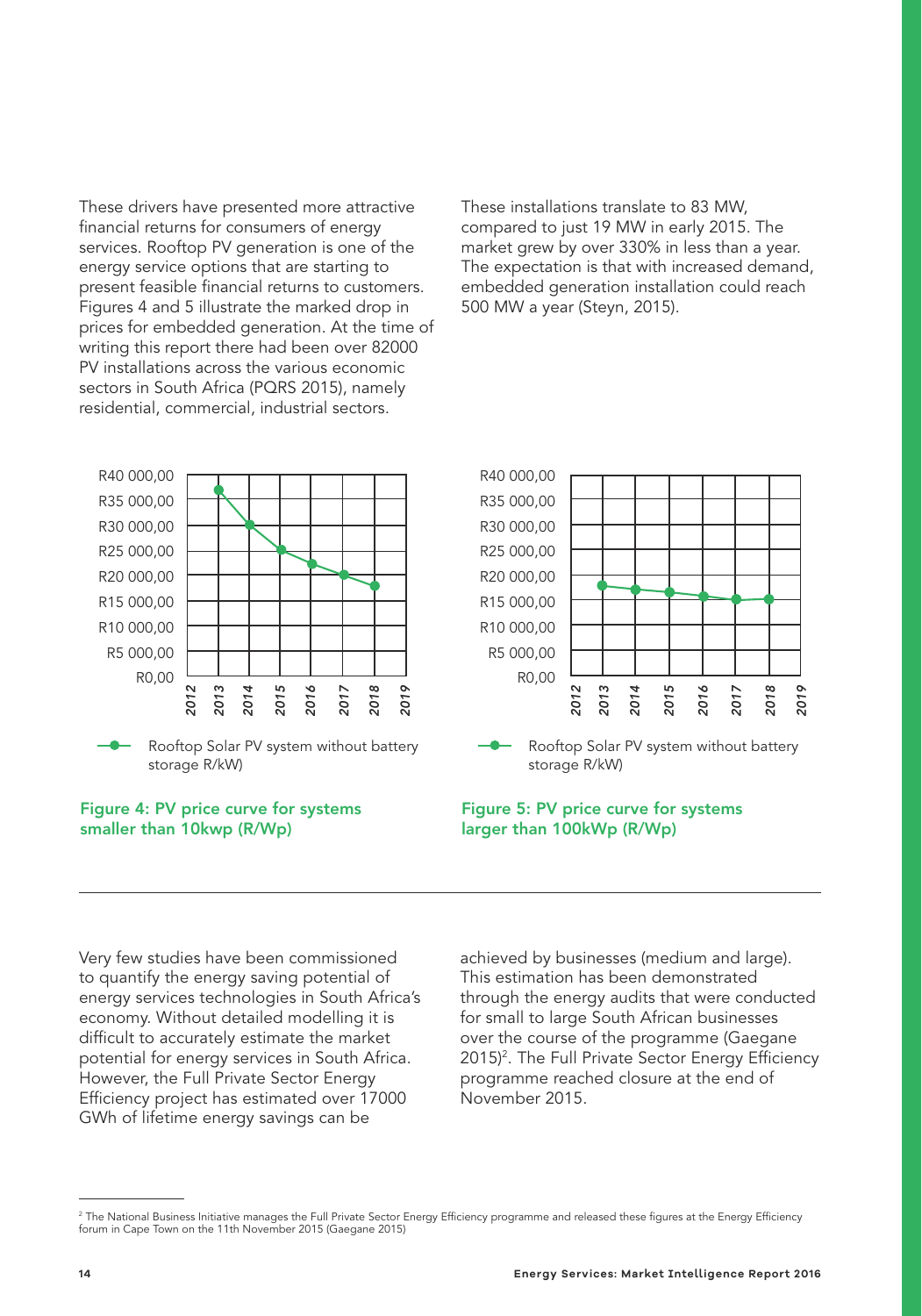These drivers have presented more attractive financial returns for consumers of energy services. Rooftop PV generation is one of the energy service options that are starting to present feasible financial returns to customers. Figures 4 and 5 illustrate the marked drop in prices for embedded generation. At the time of writing this report there had been over 82000 PV installations across the various economic sectors in South Africa (PQRS 2015), namely residential, commercial, industrial sectors.

These installations translate to 83 MW, compared to just 19 MW in early 2015. The market grew by over 330% in less than a year. The expectation is that with increased demand, embedded generation installation could reach 500 MW a year (Steyn, 2015).

Rooftop Solar PV system without battery storage R/kW)

**Figure 4: PV price curve for systems smaller than 10kwp (R/Wp)**

Rooftop Solar PV system without battery storage R/kW)

**Figure 5: PV price curve for systems larger than 100kWp (R/Wp)**

Very few studies have been commissioned to quantify the energy saving potential of energy services technologies in South Africa's economy. Without detailed modelling it is difficult to accurately estimate the market potential for energy services in South Africa. However, the Full Private Sector Energy Efficiency project has estimated over 17000 GWh of lifetime energy savings can be achieved by businesses (medium and large). This estimation has been demonstrated through the energy audits that were conducted for small to large South African businesses over the course of the programme (Gaegane 2015)[2]. The Full Private Sector Energy Efficiency programme reached closure at the end of November 2015.

[2] The National Business Initiative manages the Full Private Sector Energy Efficiency programme and released these figures at the Energy Efficiency forum in Cape Town on the 11th November 2015 (Gaegane 2015)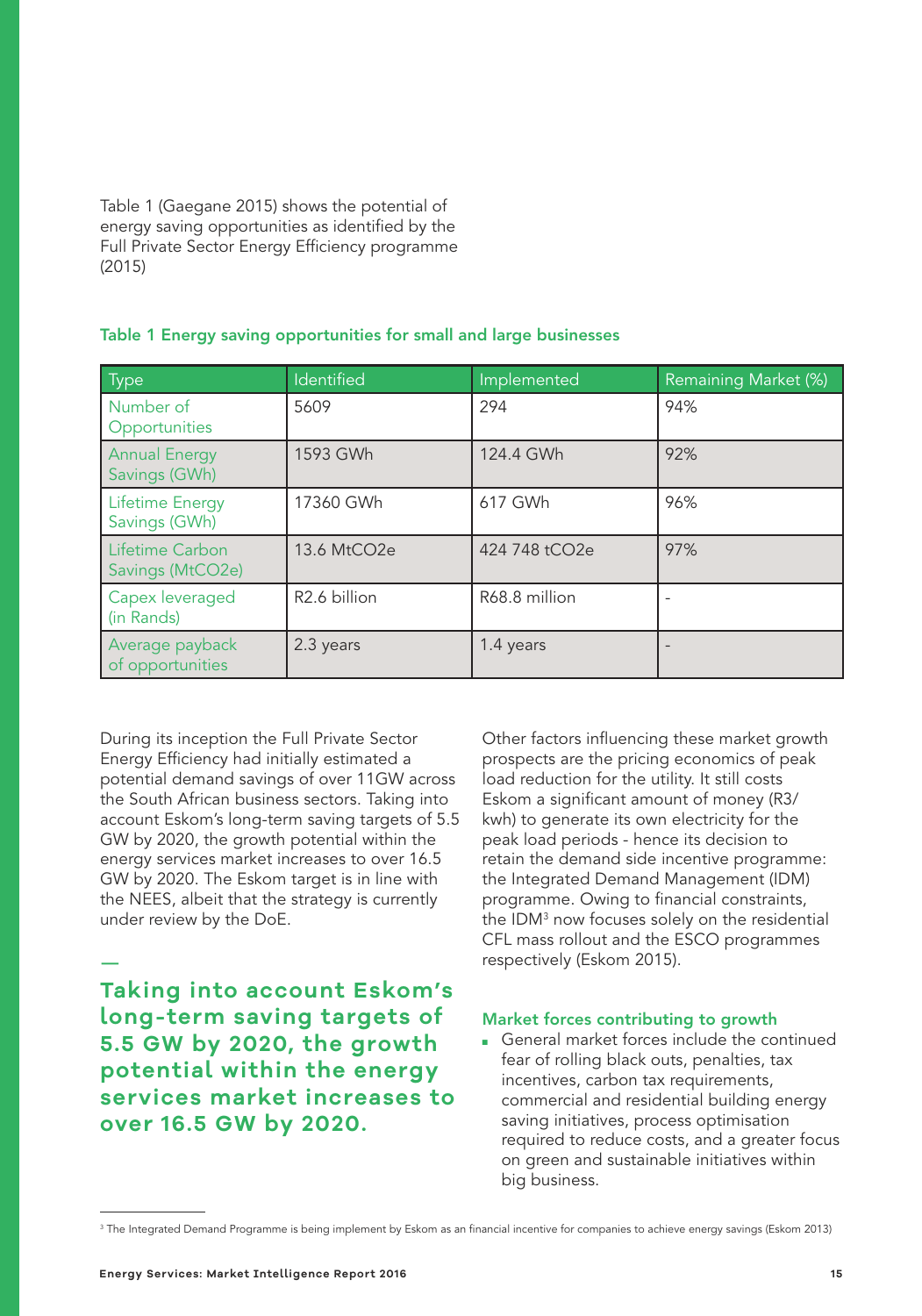Table 1 (Gaegane 2015) shows the potential of energy saving opportunities as identified by the Full Private Sector Energy Efficiency programme (2015)

**Table 1 Energy saving opportunities for small and large businesses**

| Type | Identified | Implemented | Remaining Market (%) |
| --- | --- | --- | --- |
| Number of Opportunities | 5609 | 294 | 94% |
| Annual Energy Savings (GWh) | 1593 GWh | 124.4 GWh | 92% |
| Lifetime Energy Savings (GWh) | 17360 GWh | 617 GWh | 96% |
| Lifetime Carbon Savings (MtCO2e) | 13.6 MtCO2e | 424 748 tCO2e | 97% |
| Capex leveraged (in Rands) | R2.6 billion | R68.8 million | - |
| Average payback of opportunities | 2.3 years | 1.4 years | - |

During its inception the Full Private Sector Energy Efficiency had initially estimated a potential demand savings of over 11GW across the South African business sectors. Taking into account Eskom's long-term saving targets of 5.5 GW by 2020, the growth potential within the energy services market increases to over 16.5 GW by 2020. The Eskom target is in line with the NEES, albeit that the strategy is currently under review by the DoE.

—

**Taking into account Eskom's long-term saving targets of 5.5 GW by 2020, the growth potential within the energy services market increases to over 16.5 GW by 2020.**

Other factors influencing these market growth prospects are the pricing economics of peak load reduction for the utility. It still costs Eskom a significant amount of money (R3/kwh) to generate its own electricity for the peak load periods - hence its decision to retain the demand side incentive programme: the Integrated Demand Management (IDM) programme. Owing to financial constraints, the IDM[3] now focuses solely on the residential CFL mass rollout and the ESCO programmes respectively (Eskom 2015).

### Market forces contributing to growth

- General market forces include the continued fear of rolling black outs, penalties, tax incentives, carbon tax requirements, commercial and residential building energy saving initiatives, process optimisation required to reduce costs, and a greater focus on green and sustainable initiatives within big business.

[3] The Integrated Demand Programme is being implement by Eskom as an financial incentive for companies to achieve energy savings (Eskom 2013)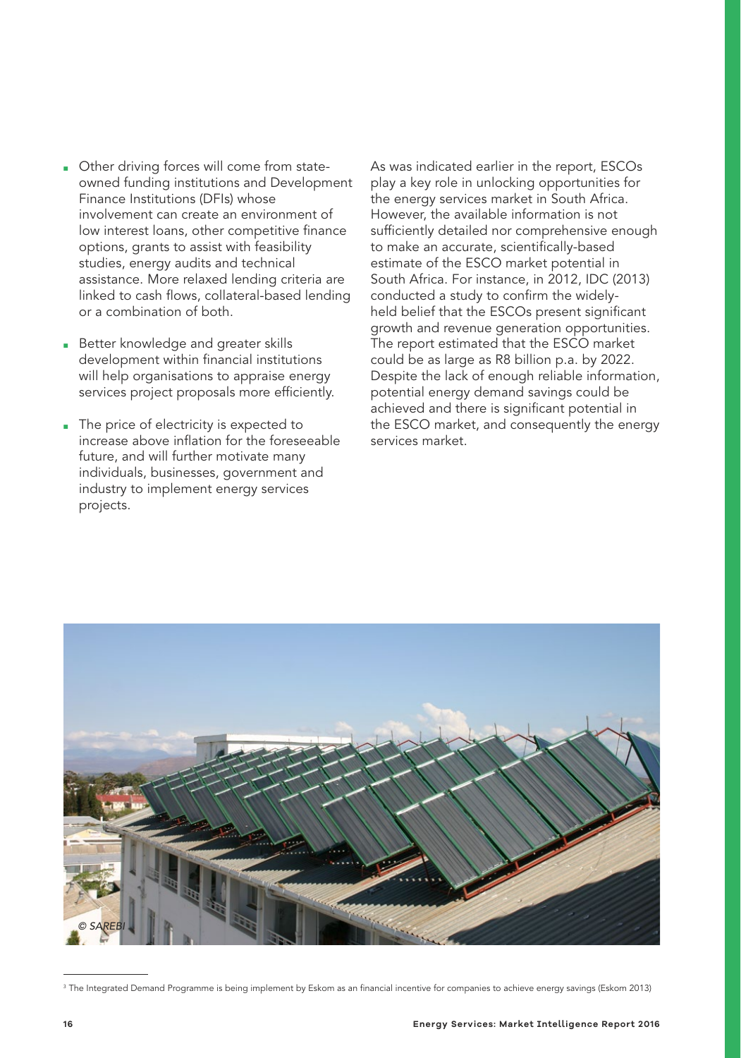- Other driving forces will come from state-owned funding institutions and Development Finance Institutions (DFIs) whose involvement can create an environment of low interest loans, other competitive finance options, grants to assist with feasibility studies, energy audits and technical assistance. More relaxed lending criteria are linked to cash flows, collateral-based lending or a combination of both.
- Better knowledge and greater skills development within financial institutions will help organisations to appraise energy services project proposals more efficiently.
- The price of electricity is expected to increase above inflation for the foreseeable future, and will further motivate many individuals, businesses, government and industry to implement energy services projects.

As was indicated earlier in the report, ESCOs play a key role in unlocking opportunities for the energy services market in South Africa. However, the available information is not sufficiently detailed nor comprehensive enough to make an accurate, scientifically-based estimate of the ESCO market potential in South Africa. For instance, in 2012, IDC (2013) conducted a study to confirm the widely-held belief that the ESCOs present significant growth and revenue generation opportunities. The report estimated that the ESCO market could be as large as R8 billion p.a. by 2022. Despite the lack of enough reliable information, potential energy demand savings could be achieved and there is significant potential in the ESCO market, and consequently the energy services market.

© SAREBI

[3] The Integrated Demand Programme is being implement by Eskom as an financial incentive for companies to achieve energy savings (Eskom 2013)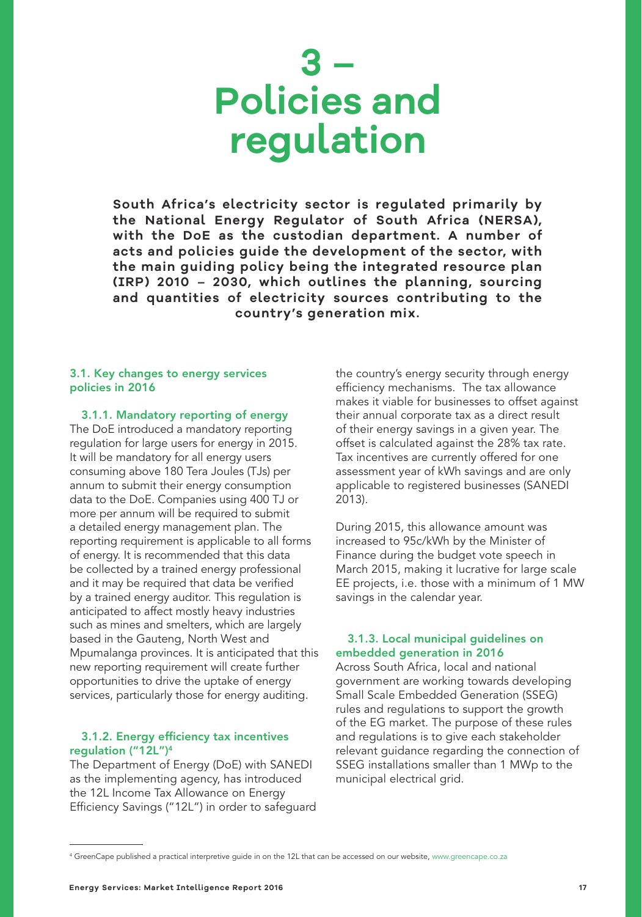# 3 – Policies and regulation

**South Africa's electricity sector is regulated primarily by the National Energy Regulator of South Africa (NERSA), with the DoE as the custodian department. A number of acts and policies guide the development of the sector, with the main guiding policy being the integrated resource plan (IRP) 2010 – 2030, which outlines the planning, sourcing and quantities of electricity sources contributing to the country's generation mix.**

## 3.1. Key changes to energy services policies in 2016

### 3.1.1. Mandatory reporting of energy

The DoE introduced a mandatory reporting regulation for large users for energy in 2015. It will be mandatory for all energy users consuming above 180 Tera Joules (TJs) per annum to submit their energy consumption data to the DoE. Companies using 400 TJ or more per annum will be required to submit a detailed energy management plan. The reporting requirement is applicable to all forms of energy. It is recommended that this data be collected by a trained energy professional and it may be required that data be verified by a trained energy auditor. This regulation is anticipated to affect mostly heavy industries such as mines and smelters, which are largely based in the Gauteng, North West and Mpumalanga provinces. It is anticipated that this new reporting requirement will create further opportunities to drive the uptake of energy services, particularly those for energy auditing.

### 3.1.2. Energy efficiency tax incentives regulation ("12L")[4]

The Department of Energy (DoE) with SANEDI as the implementing agency, has introduced the 12L Income Tax Allowance on Energy Efficiency Savings ("12L") in order to safeguard the country's energy security through energy efficiency mechanisms. The tax allowance makes it viable for businesses to offset against their annual corporate tax as a direct result of their energy savings in a given year. The offset is calculated against the 28% tax rate. Tax incentives are currently offered for one assessment year of kWh savings and are only applicable to registered businesses (SANEDI 2013).

During 2015, this allowance amount was increased to 95c/kWh by the Minister of Finance during the budget vote speech in March 2015, making it lucrative for large scale EE projects, i.e. those with a minimum of 1 MW savings in the calendar year.

### 3.1.3. Local municipal guidelines on embedded generation in 2016

Across South Africa, local and national government are working towards developing Small Scale Embedded Generation (SSEG) rules and regulations to support the growth of the EG market. The purpose of these rules and regulations is to give each stakeholder relevant guidance regarding the connection of SSEG installations smaller than 1 MWp to the municipal electrical grid.

---

[4] GreenCape published a practical interpretive guide in on the 12L that can be accessed on our website, www.greencape.co.za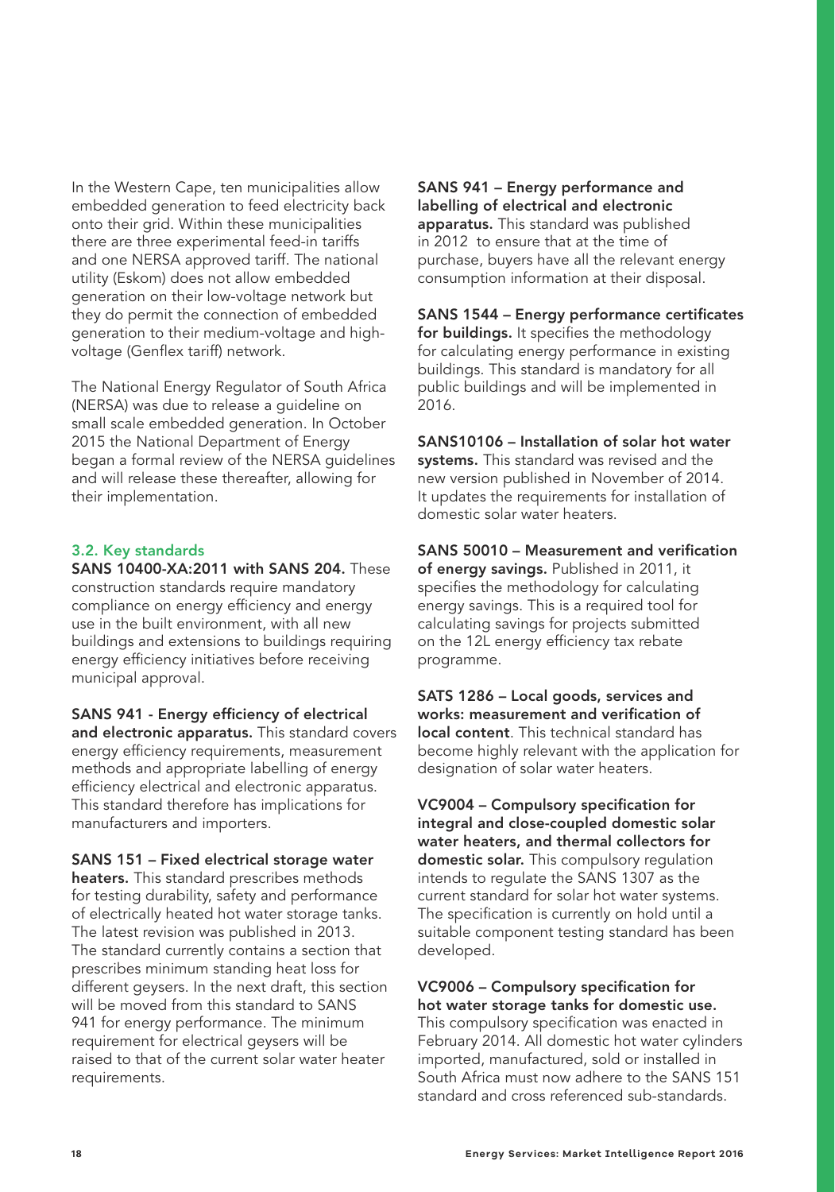In the Western Cape, ten municipalities allow embedded generation to feed electricity back onto their grid. Within these municipalities there are three experimental feed-in tariffs and one NERSA approved tariff. The national utility (Eskom) does not allow embedded generation on their low-voltage network but they do permit the connection of embedded generation to their medium-voltage and high-voltage (Genflex tariff) network.

The National Energy Regulator of South Africa (NERSA) was due to release a guideline on small scale embedded generation. In October 2015 the National Department of Energy began a formal review of the NERSA guidelines and will release these thereafter, allowing for their implementation.

### 3.2. Key standards

**SANS 10400-XA:2011 with SANS 204.** These construction standards require mandatory compliance on energy efficiency and energy use in the built environment, with all new buildings and extensions to buildings requiring energy efficiency initiatives before receiving municipal approval.

**SANS 941 - Energy efficiency of electrical and electronic apparatus.** This standard covers energy efficiency requirements, measurement methods and appropriate labelling of energy efficiency electrical and electronic apparatus. This standard therefore has implications for manufacturers and importers.

**SANS 151 – Fixed electrical storage water heaters.** This standard prescribes methods for testing durability, safety and performance of electrically heated hot water storage tanks. The latest revision was published in 2013. The standard currently contains a section that prescribes minimum standing heat loss for different geysers. In the next draft, this section will be moved from this standard to SANS 941 for energy performance. The minimum requirement for electrical geysers will be raised to that of the current solar water heater requirements.

**SANS 941 – Energy performance and labelling of electrical and electronic apparatus.** This standard was published in 2012 to ensure that at the time of purchase, buyers have all the relevant energy consumption information at their disposal.

**SANS 1544 – Energy performance certificates for buildings.** It specifies the methodology for calculating energy performance in existing buildings. This standard is mandatory for all public buildings and will be implemented in 2016.

**SANS10106 – Installation of solar hot water systems.** This standard was revised and the new version published in November of 2014. It updates the requirements for installation of domestic solar water heaters.

**SANS 50010 – Measurement and verification of energy savings.** Published in 2011, it specifies the methodology for calculating energy savings. This is a required tool for calculating savings for projects submitted on the 12L energy efficiency tax rebate programme.

**SATS 1286 – Local goods, services and works: measurement and verification of local content**. This technical standard has become highly relevant with the application for designation of solar water heaters.

**VC9004 – Compulsory specification for integral and close-coupled domestic solar water heaters, and thermal collectors for domestic solar.** This compulsory regulation intends to regulate the SANS 1307 as the current standard for solar hot water systems. The specification is currently on hold until a suitable component testing standard has been developed.

**VC9006 – Compulsory specification for hot water storage tanks for domestic use.** This compulsory specification was enacted in February 2014. All domestic hot water cylinders imported, manufactured, sold or installed in South Africa must now adhere to the SANS 151 standard and cross referenced sub-standards.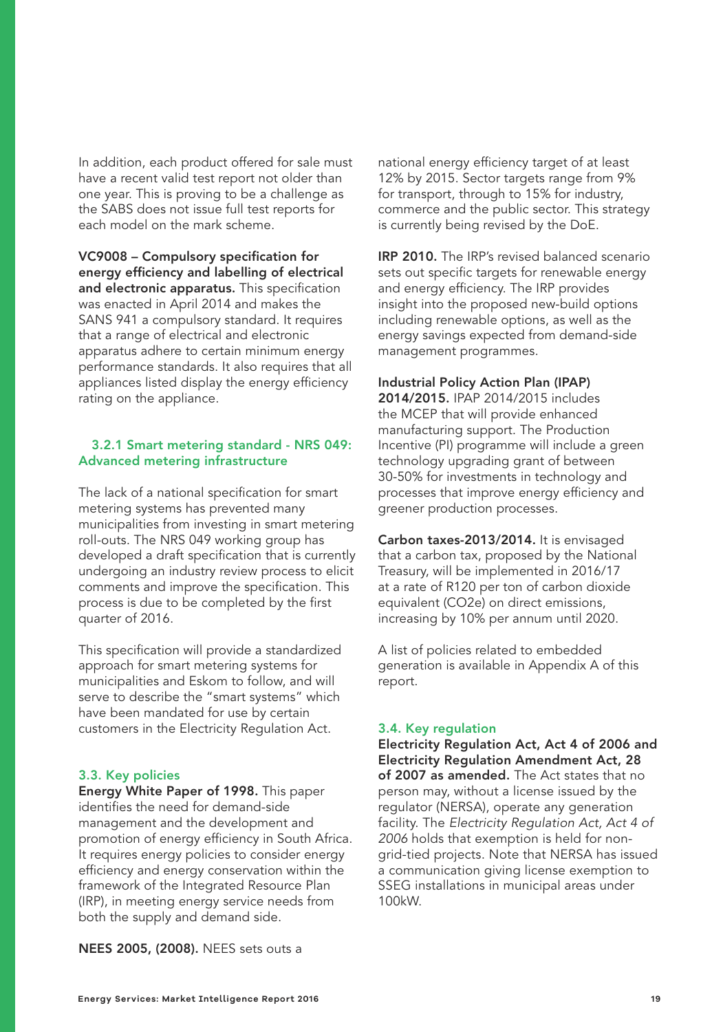In addition, each product offered for sale must have a recent valid test report not older than one year. This is proving to be a challenge as the SABS does not issue full test reports for each model on the mark scheme.

**VC9008 – Compulsory specification for energy efficiency and labelling of electrical and electronic apparatus.** This specification was enacted in April 2014 and makes the SANS 941 a compulsory standard. It requires that a range of electrical and electronic apparatus adhere to certain minimum energy performance standards. It also requires that all appliances listed display the energy efficiency rating on the appliance.

### 3.2.1 Smart metering standard - NRS 049: Advanced metering infrastructure

The lack of a national specification for smart metering systems has prevented many municipalities from investing in smart metering roll-outs. The NRS 049 working group has developed a draft specification that is currently undergoing an industry review process to elicit comments and improve the specification. This process is due to be completed by the first quarter of 2016.

This specification will provide a standardized approach for smart metering systems for municipalities and Eskom to follow, and will serve to describe the "smart systems" which have been mandated for use by certain customers in the Electricity Regulation Act.

## 3.3. Key policies

**Energy White Paper of 1998.** This paper identifies the need for demand-side management and the development and promotion of energy efficiency in South Africa. It requires energy policies to consider energy efficiency and energy conservation within the framework of the Integrated Resource Plan (IRP), in meeting energy service needs from both the supply and demand side.

**NEES 2005, (2008).** NEES sets outs a national energy efficiency target of at least 12% by 2015. Sector targets range from 9% for transport, through to 15% for industry, commerce and the public sector. This strategy is currently being revised by the DoE.

**IRP 2010.** The IRP's revised balanced scenario sets out specific targets for renewable energy and energy efficiency. The IRP provides insight into the proposed new-build options including renewable options, as well as the energy savings expected from demand-side management programmes.

**Industrial Policy Action Plan (IPAP) 2014/2015.** IPAP 2014/2015 includes the MCEP that will provide enhanced manufacturing support. The Production Incentive (PI) programme will include a green technology upgrading grant of between 30-50% for investments in technology and processes that improve energy efficiency and greener production processes.

**Carbon taxes-2013/2014.** It is envisaged that a carbon tax, proposed by the National Treasury, will be implemented in 2016/17 at a rate of R120 per ton of carbon dioxide equivalent ($CO_2e$) on direct emissions, increasing by 10% per annum until 2020.

A list of policies related to embedded generation is available in Appendix A of this report.

## 3.4. Key regulation

**Electricity Regulation Act, Act 4 of 2006 and Electricity Regulation Amendment Act, 28 of 2007 as amended.** The Act states that no person may, without a license issued by the regulator (NERSA), operate any generation facility. The *Electricity Regulation Act, Act 4 of 2006* holds that exemption is held for non-grid-tied projects. Note that NERSA has issued a communication giving license exemption to SSEG installations in municipal areas under 100kW.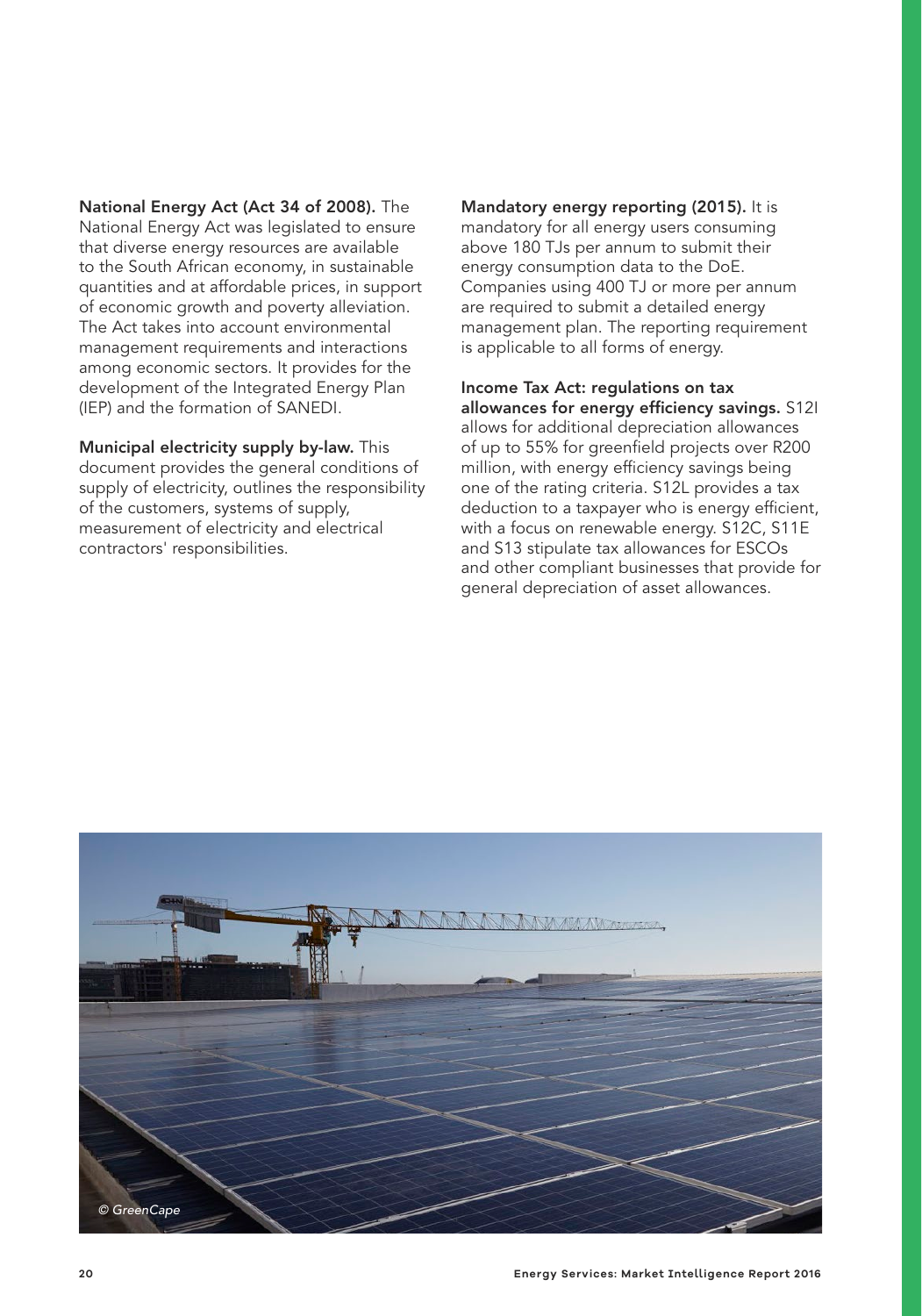**National Energy Act (Act 34 of 2008).** The National Energy Act was legislated to ensure that diverse energy resources are available to the South African economy, in sustainable quantities and at affordable prices, in support of economic growth and poverty alleviation. The Act takes into account environmental management requirements and interactions among economic sectors. It provides for the development of the Integrated Energy Plan (IEP) and the formation of SANEDI.

**Municipal electricity supply by-law.** This document provides the general conditions of supply of electricity, outlines the responsibility of the customers, systems of supply, measurement of electricity and electrical contractors' responsibilities.

**Mandatory energy reporting (2015).** It is mandatory for all energy users consuming above 180 TJs per annum to submit their energy consumption data to the DoE. Companies using 400 TJ or more per annum are required to submit a detailed energy management plan. The reporting requirement is applicable to all forms of energy.

**Income Tax Act: regulations on tax allowances for energy efficiency savings.** S12I allows for additional depreciation allowances of up to 55% for greenfield projects over R200 million, with energy efficiency savings being one of the rating criteria. S12L provides a tax deduction to a taxpayer who is energy efficient, with a focus on renewable energy. S12C, S11E and S13 stipulate tax allowances for ESCOs and other compliant businesses that provide for general depreciation of asset allowances.

*© GreenCape*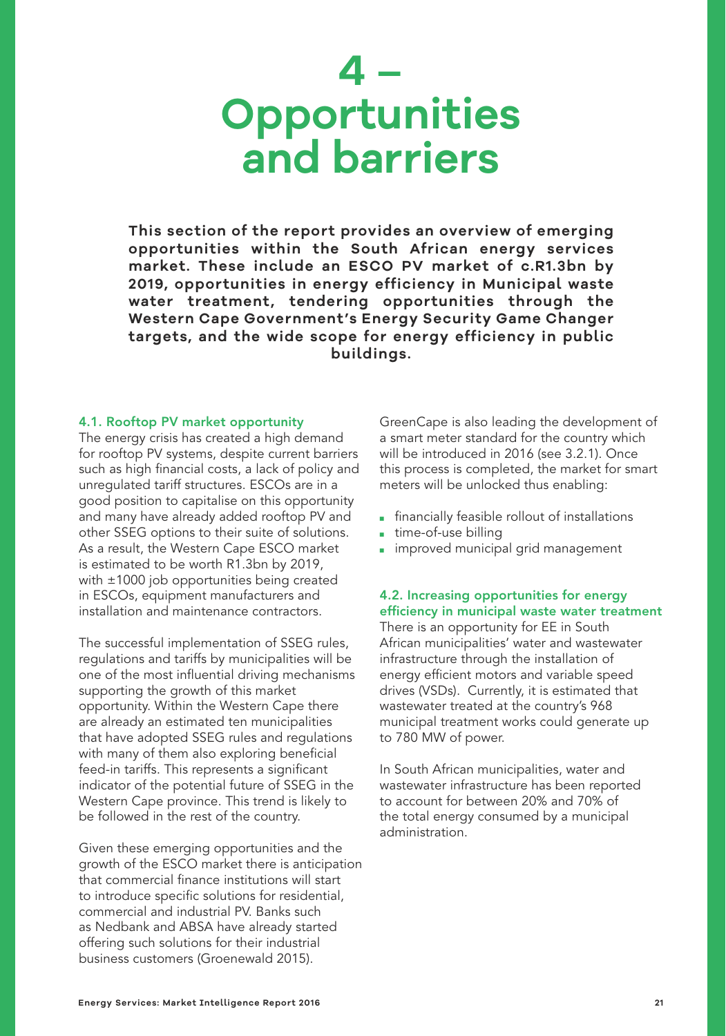# 4 – Opportunities and barriers

**This section of the report provides an overview of emerging opportunities within the South African energy services market. These include an ESCO PV market of c.R1.3bn by 2019, opportunities in energy efficiency in Municipal waste water treatment, tendering opportunities through the Western Cape Government's Energy Security Game Changer targets, and the wide scope for energy efficiency in public buildings.**

### 4.1. Rooftop PV market opportunity

The energy crisis has created a high demand for rooftop PV systems, despite current barriers such as high financial costs, a lack of policy and unregulated tariff structures. ESCOs are in a good position to capitalise on this opportunity and many have already added rooftop PV and other SSEG options to their suite of solutions. As a result, the Western Cape ESCO market is estimated to be worth R1.3bn by 2019, with ±1000 job opportunities being created in ESCOs, equipment manufacturers and installation and maintenance contractors.

The successful implementation of SSEG rules, regulations and tariffs by municipalities will be one of the most influential driving mechanisms supporting the growth of this market opportunity. Within the Western Cape there are already an estimated ten municipalities that have adopted SSEG rules and regulations with many of them also exploring beneficial feed-in tariffs. This represents a significant indicator of the potential future of SSEG in the Western Cape province. This trend is likely to be followed in the rest of the country.

Given these emerging opportunities and the growth of the ESCO market there is anticipation that commercial finance institutions will start to introduce specific solutions for residential, commercial and industrial PV. Banks such as Nedbank and ABSA have already started offering such solutions for their industrial business customers (Groenewald 2015).

GreenCape is also leading the development of a smart meter standard for the country which will be introduced in 2016 (see 3.2.1). Once this process is completed, the market for smart meters will be unlocked thus enabling:

- financially feasible rollout of installations
- time-of-use billing
- improved municipal grid management

### 4.2. Increasing opportunities for energy efficiency in municipal waste water treatment

There is an opportunity for EE in South African municipalities' water and wastewater infrastructure through the installation of energy efficient motors and variable speed drives (VSDs). Currently, it is estimated that wastewater treated at the country's 968 municipal treatment works could generate up to 780 MW of power.

In South African municipalities, water and wastewater infrastructure has been reported to account for between 20% and 70% of the total energy consumed by a municipal administration.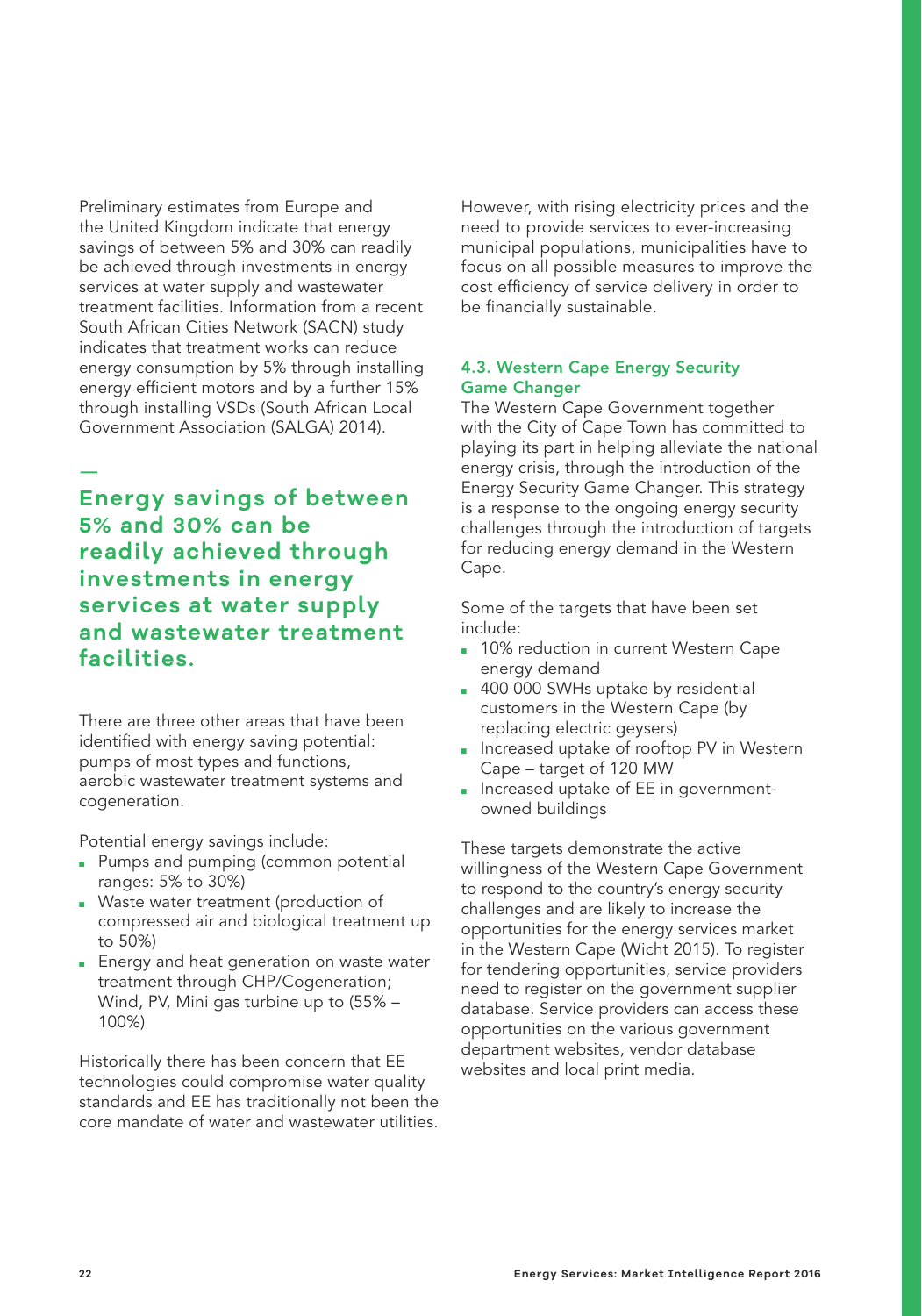Preliminary estimates from Europe and the United Kingdom indicate that energy savings of between 5% and 30% can readily be achieved through investments in energy services at water supply and wastewater treatment facilities. Information from a recent South African Cities Network (SACN) study indicates that treatment works can reduce energy consumption by 5% through installing energy efficient motors and by a further 15% through installing VSDs (South African Local Government Association (SALGA) 2014).

**Energy savings of between 5% and 30% can be readily achieved through investments in energy services at water supply and wastewater treatment facilities.**

There are three other areas that have been identified with energy saving potential: pumps of most types and functions, aerobic wastewater treatment systems and cogeneration.

Potential energy savings include:

- Pumps and pumping (common potential ranges: 5% to 30%)
- Waste water treatment (production of compressed air and biological treatment up to 50%)
- Energy and heat generation on waste water treatment through CHP/Cogeneration; Wind, PV, Mini gas turbine up to (55% – 100%)

Historically there has been concern that EE technologies could compromise water quality standards and EE has traditionally not been the core mandate of water and wastewater utilities. However, with rising electricity prices and the need to provide services to ever-increasing municipal populations, municipalities have to focus on all possible measures to improve the cost efficiency of service delivery in order to be financially sustainable.

### 4.3. Western Cape Energy Security Game Changer

The Western Cape Government together with the City of Cape Town has committed to playing its part in helping alleviate the national energy crisis, through the introduction of the Energy Security Game Changer. This strategy is a response to the ongoing energy security challenges through the introduction of targets for reducing energy demand in the Western Cape.

Some of the targets that have been set include:

- 10% reduction in current Western Cape energy demand
- 400 000 SWHs uptake by residential customers in the Western Cape (by replacing electric geysers)
- Increased uptake of rooftop PV in Western Cape – target of 120 MW
- Increased uptake of EE in government-owned buildings

These targets demonstrate the active willingness of the Western Cape Government to respond to the country's energy security challenges and are likely to increase the opportunities for the energy services market in the Western Cape (Wicht 2015). To register for tendering opportunities, service providers need to register on the government supplier database. Service providers can access these opportunities on the various government department websites, vendor database websites and local print media.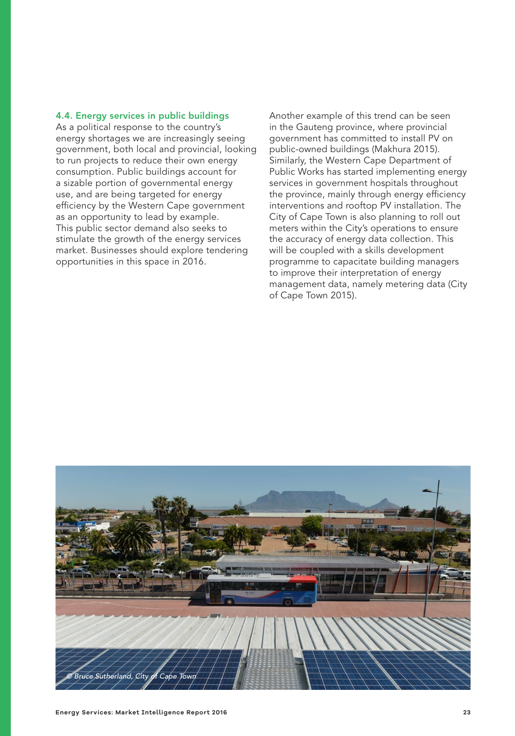### 4.4. Energy services in public buildings

As a political response to the country's energy shortages we are increasingly seeing government, both local and provincial, looking to run projects to reduce their own energy consumption. Public buildings account for a sizable portion of governmental energy use, and are being targeted for energy efficiency by the Western Cape government as an opportunity to lead by example. This public sector demand also seeks to stimulate the growth of the energy services market. Businesses should explore tendering opportunities in this space in 2016.

Another example of this trend can be seen in the Gauteng province, where provincial government has committed to install PV on public-owned buildings (Makhura 2015). Similarly, the Western Cape Department of Public Works has started implementing energy services in government hospitals throughout the province, mainly through energy efficiency interventions and rooftop PV installation. The City of Cape Town is also planning to roll out meters within the City's operations to ensure the accuracy of energy data collection. This will be coupled with a skills development programme to capacitate building managers to improve their interpretation of energy management data, namely metering data (City of Cape Town 2015).

*© Bruce Sutherland, City of Cape Town*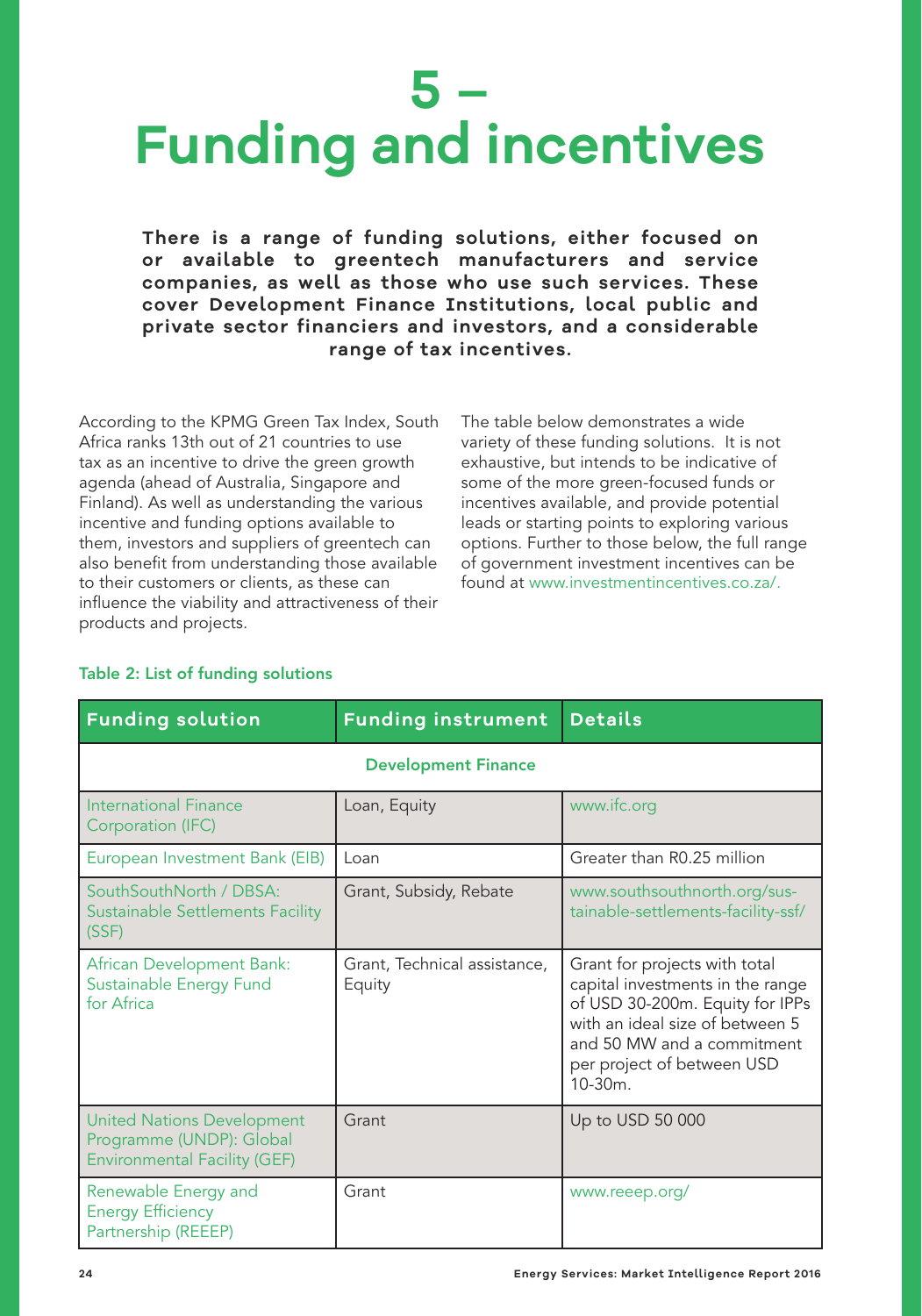# 5 – Funding and incentives

**There is a range of funding solutions, either focused on or available to greentech manufacturers and service companies, as well as those who use such services. These cover Development Finance Institutions, local public and private sector financiers and investors, and a considerable range of tax incentives.**

According to the KPMG Green Tax Index, South Africa ranks 13th out of 21 countries to use tax as an incentive to drive the green growth agenda (ahead of Australia, Singapore and Finland). As well as understanding the various incentive and funding options available to them, investors and suppliers of greentech can also benefit from understanding those available to their customers or clients, as these can influence the viability and attractiveness of their products and projects.

The table below demonstrates a wide variety of these funding solutions. It is not exhaustive, but intends to be indicative of some of the more green-focused funds or incentives available, and provide potential leads or starting points to exploring various options. Further to those below, the full range of government investment incentives can be found at www.investmentincentives.co.za/.

**Table 2: List of funding solutions**

| Funding solution | Funding instrument | Details |
|---|---|---|
| **Development Finance** | | |
| International Finance Corporation (IFC) | Loan, Equity | www.ifc.org |
| European Investment Bank (EIB) | Loan | Greater than R0.25 million |
| SouthSouthNorth / DBSA: Sustainable Settlements Facility (SSF) | Grant, Subsidy, Rebate | www.southsouthnorth.org/sustainable-settlements-facility-ssf/ |
| African Development Bank: Sustainable Energy Fund for Africa | Grant, Technical assistance, Equity | Grant for projects with total capital investments in the range of USD 30-200m. Equity for IPPs with an ideal size of between 5 and 50 MW and a commitment per project of between USD 10-30m. |
| United Nations Development Programme (UNDP): Global Environmental Facility (GEF) | Grant | Up to USD 50 000 |
| Renewable Energy and Energy Efficiency Partnership (REEEP) | Grant | www.reeep.org/ |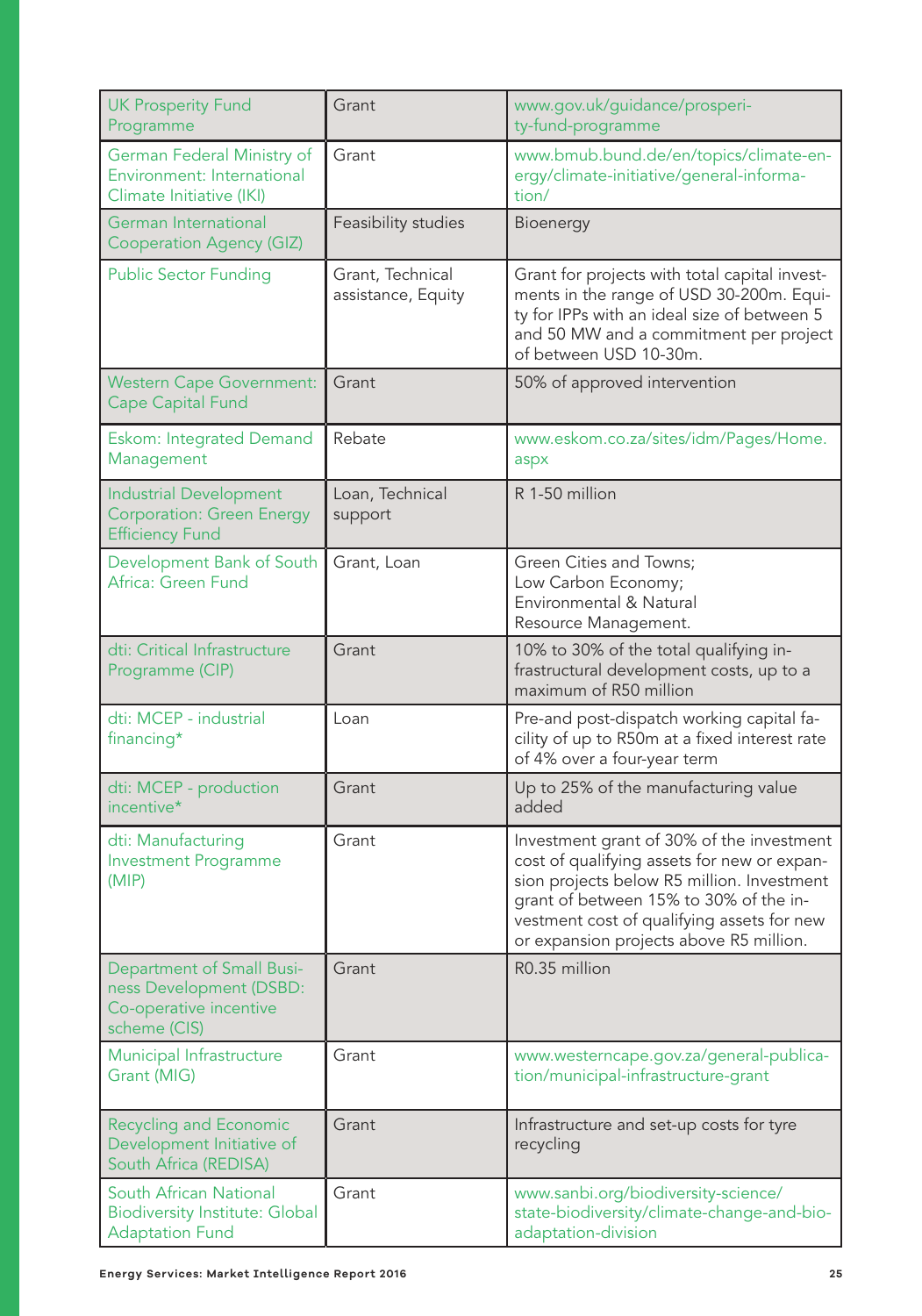| | | |
|---|---|---|
| UK Prosperity Fund Programme | Grant | www.gov.uk/guidance/prosperity-fund-programme |
| German Federal Ministry of Environment: International Climate Initiative (IKI) | Grant | www.bmub.bund.de/en/topics/climate-energy/climate-initiative/general-information/ |
| German International Cooperation Agency (GIZ) | Feasibility studies | Bioenergy |
| Public Sector Funding | Grant, Technical assistance, Equity | Grant for projects with total capital investments in the range of USD 30-200m. Equity for IPPs with an ideal size of between 5 and 50 MW and a commitment per project of between USD 10-30m. |
| Western Cape Government: Cape Capital Fund | Grant | 50% of approved intervention |
| Eskom: Integrated Demand Management | Rebate | www.eskom.co.za/sites/idm/Pages/Home.aspx |
| Industrial Development Corporation: Green Energy Efficiency Fund | Loan, Technical support | R 1-50 million |
| Development Bank of South Africa: Green Fund | Grant, Loan | Green Cities and Towns;<br>Low Carbon Economy;<br>Environmental & Natural Resource Management. |
| dti: Critical Infrastructure Programme (CIP) | Grant | 10% to 30% of the total qualifying infrastructural development costs, up to a maximum of R50 million |
| dti: MCEP - industrial financing* | Loan | Pre-and post-dispatch working capital facility of up to R50m at a fixed interest rate of 4% over a four-year term |
| dti: MCEP - production incentive* | Grant | Up to 25% of the manufacturing value added |
| dti: Manufacturing Investment Programme (MIP) | Grant | Investment grant of 30% of the investment cost of qualifying assets for new or expansion projects below R5 million. Investment grant of between 15% to 30% of the investment cost of qualifying assets for new or expansion projects above R5 million. |
| Department of Small Business Development (DSBD: Co-operative incentive scheme (CIS) | Grant | R0.35 million |
| Municipal Infrastructure Grant (MIG) | Grant | www.westerncape.gov.za/general-publication/municipal-infrastructure-grant |
| Recycling and Economic Development Initiative of South Africa (REDISA) | Grant | Infrastructure and set-up costs for tyre recycling |
| South African National Biodiversity Institute: Global Adaptation Fund | Grant | www.sanbi.org/biodiversity-science/state-biodiversity/climate-change-and-bio-adaptation-division |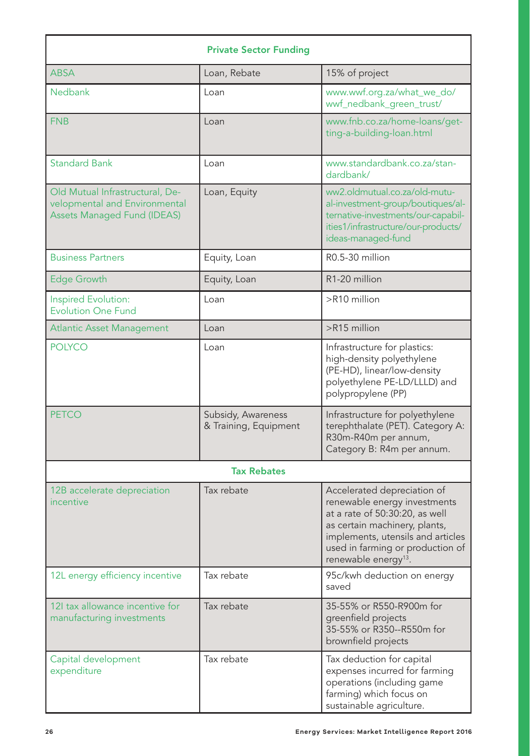| Private Sector Funding | | |
|---|---|---|
| ABSA | Loan, Rebate | 15% of project |
| Nedbank | Loan | www.wwf.org.za/what_we_do/wwf_nedbank_green_trust/ |
| FNB | Loan | www.fnb.co.za/home-loans/getting-a-building-loan.html |
| Standard Bank | Loan | www.standardbank.co.za/standardbank/ |
| Old Mutual Infrastructural, Developmental and Environmental Assets Managed Fund (IDEAS) | Loan, Equity | ww2.oldmutual.co.za/old-mutual-investment-group/boutiques/alternative-investments/our-capabilities1/infrastructure/our-products/ideas-managed-fund |
| Business Partners | Equity, Loan | R0.5-30 million |
| Edge Growth | Equity, Loan | R1-20 million |
| Inspired Evolution: Evolution One Fund | Loan | >R10 million |
| Atlantic Asset Management | Loan | >R15 million |
| POLYCO | Loan | Infrastructure for plastics: high-density polyethylene (PE-HD), linear/low-density polyethylene PE-LD/LLLD) and polypropylene (PP) |
| PETCO | Subsidy, Awareness & Training, Equipment | Infrastructure for polyethylene terephthalate (PET). Category A: R30m-R40m per annum, Category B: R4m per annum. |
| **Tax Rebates** | | |
| 12B accelerate depreciation incentive | Tax rebate | Accelerated depreciation of renewable energy investments at a rate of 50:30:20, as well as certain machinery, plants, implements, utensils and articles used in farming or production of renewable energy[13]. |
| 12L energy efficiency incentive | Tax rebate | 95c/kwh deduction on energy saved |
| 12I tax allowance incentive for manufacturing investments | Tax rebate | 35-55% or R550-R900m for greenfield projects<br>35-55% or R350--R550m for brownfield projects |
| Capital development expenditure | Tax rebate | Tax deduction for capital expenses incurred for farming operations (including game farming) which focus on sustainable agriculture. |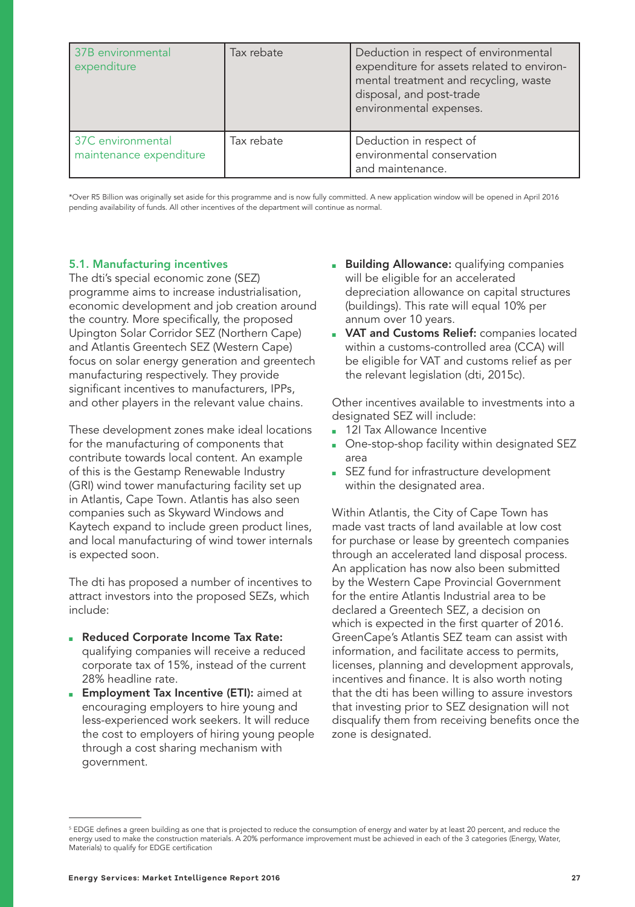| 37B environmental expenditure | Tax rebate | Deduction in respect of environmental expenditure for assets related to environmental treatment and recycling, waste disposal, and post-trade environmental expenses. |
|---|---|---|
| 37C environmental maintenance expenditure | Tax rebate | Deduction in respect of environmental conservation and maintenance. |

*Over R5 Billion was originally set aside for this programme and is now fully committed. A new application window will be opened in April 2016 pending availability of funds. All other incentives of the department will continue as normal.

### 5.1. Manufacturing incentives

The dti's special economic zone (SEZ) programme aims to increase industrialisation, economic development and job creation around the country. More specifically, the proposed Upington Solar Corridor SEZ (Northern Cape) and Atlantis Greentech SEZ (Western Cape) focus on solar energy generation and greentech manufacturing respectively. They provide significant incentives to manufacturers, IPPs, and other players in the relevant value chains.

These development zones make ideal locations for the manufacturing of components that contribute towards local content. An example of this is the Gestamp Renewable Industry (GRI) wind tower manufacturing facility set up in Atlantis, Cape Town. Atlantis has also seen companies such as Skyward Windows and Kaytech expand to include green product lines, and local manufacturing of wind tower internals is expected soon.

The dti has proposed a number of incentives to attract investors into the proposed SEZs, which include:

- **Reduced Corporate Income Tax Rate:** qualifying companies will receive a reduced corporate tax of 15%, instead of the current 28% headline rate.
- **Employment Tax Incentive (ETI):** aimed at encouraging employers to hire young and less-experienced work seekers. It will reduce the cost to employers of hiring young people through a cost sharing mechanism with government.
- **Building Allowance:** qualifying companies will be eligible for an accelerated depreciation allowance on capital structures (buildings). This rate will equal 10% per annum over 10 years.
- **VAT and Customs Relief:** companies located within a customs-controlled area (CCA) will be eligible for VAT and customs relief as per the relevant legislation (dti, 2015c).

Other incentives available to investments into a designated SEZ will include:

- 12I Tax Allowance Incentive
- One-stop-shop facility within designated SEZ area
- SEZ fund for infrastructure development within the designated area.

Within Atlantis, the City of Cape Town has made vast tracts of land available at low cost for purchase or lease by greentech companies through an accelerated land disposal process. An application has now also been submitted by the Western Cape Provincial Government for the entire Atlantis Industrial area to be declared a Greentech SEZ, a decision on which is expected in the first quarter of 2016. GreenCape's Atlantis SEZ team can assist with information, and facilitate access to permits, licenses, planning and development approvals, incentives and finance. It is also worth noting that the dti has been willing to assure investors that investing prior to SEZ designation will not disqualify them from receiving benefits once the zone is designated.

[5] EDGE defines a green building as one that is projected to reduce the consumption of energy and water by at least 20 percent, and reduce the energy used to make the construction materials. A 20% performance improvement must be achieved in each of the 3 categories (Energy, Water, Materials) to qualify for EDGE certification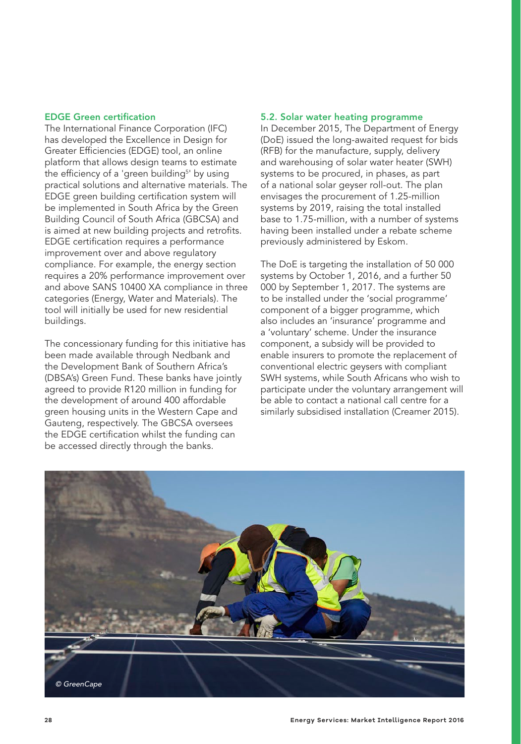### EDGE Green certification

The International Finance Corporation (IFC) has developed the Excellence in Design for Greater Efficiencies (EDGE) tool, an online platform that allows design teams to estimate the efficiency of a 'green building[5]' by using practical solutions and alternative materials. The EDGE green building certification system will be implemented in South Africa by the Green Building Council of South Africa (GBCSA) and is aimed at new building projects and retrofits. EDGE certification requires a performance improvement over and above regulatory compliance. For example, the energy section requires a 20% performance improvement over and above SANS 10400 XA compliance in three categories (Energy, Water and Materials). The tool will initially be used for new residential buildings.

The concessionary funding for this initiative has been made available through Nedbank and the Development Bank of Southern Africa's (DBSA's) Green Fund. These banks have jointly agreed to provide R120 million in funding for the development of around 400 affordable green housing units in the Western Cape and Gauteng, respectively. The GBCSA oversees the EDGE certification whilst the funding can be accessed directly through the banks.

### 5.2. Solar water heating programme

In December 2015, The Department of Energy (DoE) issued the long-awaited request for bids (RFB) for the manufacture, supply, delivery and warehousing of solar water heater (SWH) systems to be procured, in phases, as part of a national solar geyser roll-out. The plan envisages the procurement of 1.25-million systems by 2019, raising the total installed base to 1.75-million, with a number of systems having been installed under a rebate scheme previously administered by Eskom.

The DoE is targeting the installation of 50 000 systems by October 1, 2016, and a further 50 000 by September 1, 2017. The systems are to be installed under the 'social programme' component of a bigger programme, which also includes an 'insurance' programme and a 'voluntary' scheme. Under the insurance component, a subsidy will be provided to enable insurers to promote the replacement of conventional electric geysers with compliant SWH systems, while South Africans who wish to participate under the voluntary arrangement will be able to contact a national call centre for a similarly subsidised installation (Creamer 2015).

*© GreenCape*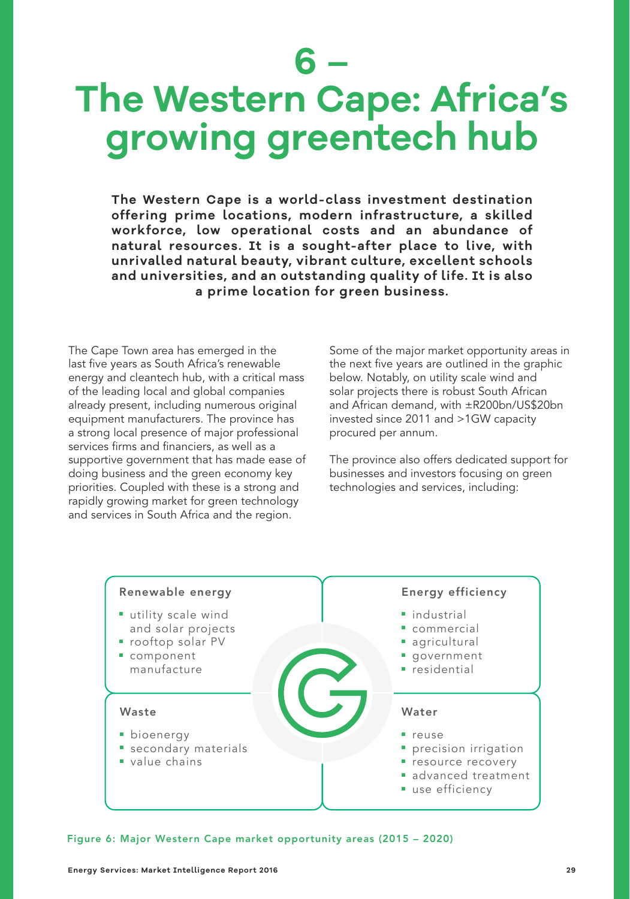# 6 – The Western Cape: Africa's growing greentech hub

**The Western Cape is a world-class investment destination offering prime locations, modern infrastructure, a skilled workforce, low operational costs and an abundance of natural resources. It is a sought-after place to live, with unrivalled natural beauty, vibrant culture, excellent schools and universities, and an outstanding quality of life. It is also a prime location for green business.**

The Cape Town area has emerged in the last five years as South Africa's renewable energy and cleantech hub, with a critical mass of the leading local and global companies already present, including numerous original equipment manufacturers. The province has a strong local presence of major professional services firms and financiers, as well as a supportive government that has made ease of doing business and the green economy key priorities. Coupled with these is a strong and rapidly growing market for green technology and services in South Africa and the region.

Some of the major market opportunity areas in the next five years are outlined in the graphic below. Notably, on utility scale wind and solar projects there is robust South African and African demand, with ±R200bn/US$20bn invested since 2011 and >1GW capacity procured per annum.

The province also offers dedicated support for businesses and investors focusing on green technologies and services, including:

**Renewable energy**

- utility scale wind and solar projects
- rooftop solar PV
- component manufacture

**Energy efficiency**

- industrial
- commercial
- agricultural
- government
- residential

**Waste**

- bioenergy
- secondary materials
- value chains

**Water**

- reuse
- precision irrigation
- resource recovery
- advanced treatment
- use efficiency

Figure 6: Major Western Cape market opportunity areas (2015 – 2020)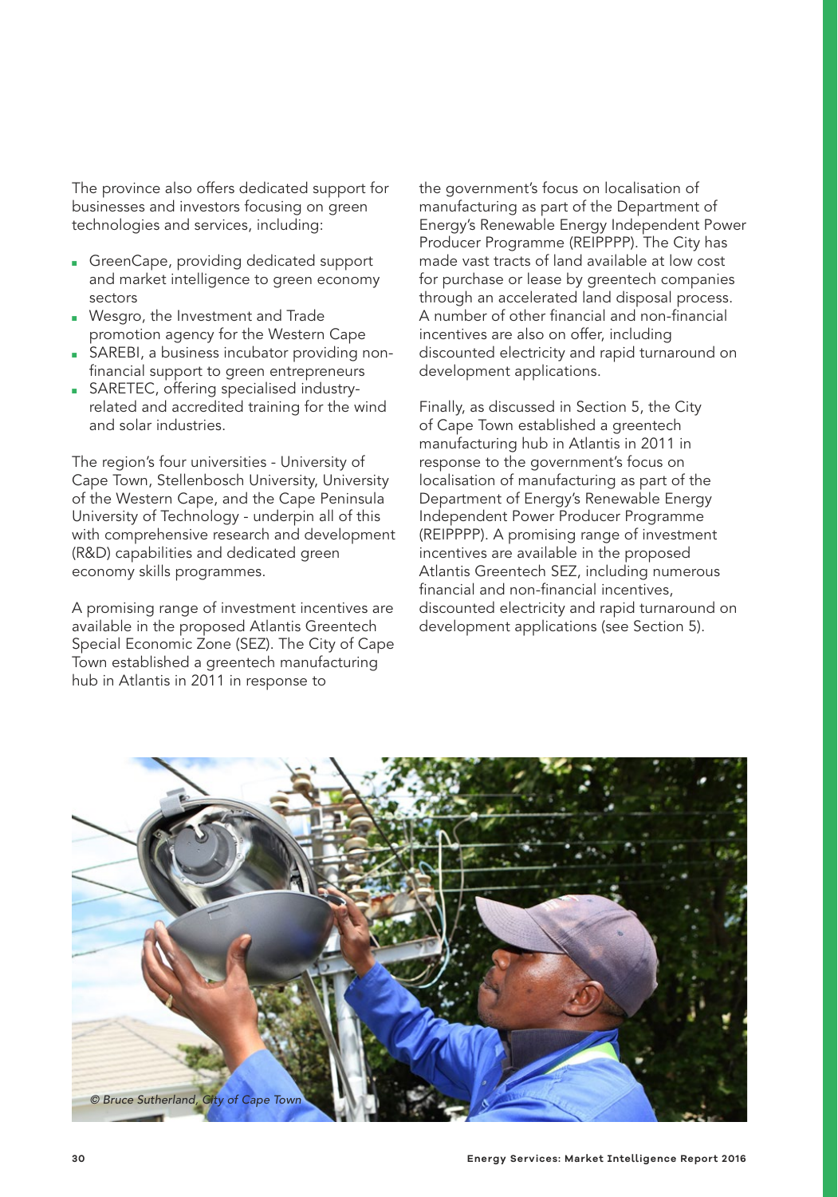The province also offers dedicated support for businesses and investors focusing on green technologies and services, including:

- GreenCape, providing dedicated support and market intelligence to green economy sectors
- Wesgro, the Investment and Trade promotion agency for the Western Cape
- SAREBI, a business incubator providing non-financial support to green entrepreneurs
- SARETEC, offering specialised industry-related and accredited training for the wind and solar industries.

The region's four universities - University of Cape Town, Stellenbosch University, University of the Western Cape, and the Cape Peninsula University of Technology - underpin all of this with comprehensive research and development (R&D) capabilities and dedicated green economy skills programmes.

A promising range of investment incentives are available in the proposed Atlantis Greentech Special Economic Zone (SEZ). The City of Cape Town established a greentech manufacturing hub in Atlantis in 2011 in response to the government's focus on localisation of manufacturing as part of the Department of Energy's Renewable Energy Independent Power Producer Programme (REIPPPP). The City has made vast tracts of land available at low cost for purchase or lease by greentech companies through an accelerated land disposal process. A number of other financial and non-financial incentives are also on offer, including discounted electricity and rapid turnaround on development applications.

Finally, as discussed in Section 5, the City of Cape Town established a greentech manufacturing hub in Atlantis in 2011 in response to the government's focus on localisation of manufacturing as part of the Department of Energy's Renewable Energy Independent Power Producer Programme (REIPPPP). A promising range of investment incentives are available in the proposed Atlantis Greentech SEZ, including numerous financial and non-financial incentives, discounted electricity and rapid turnaround on development applications (see Section 5).

*© Bruce Sutherland, City of Cape Town*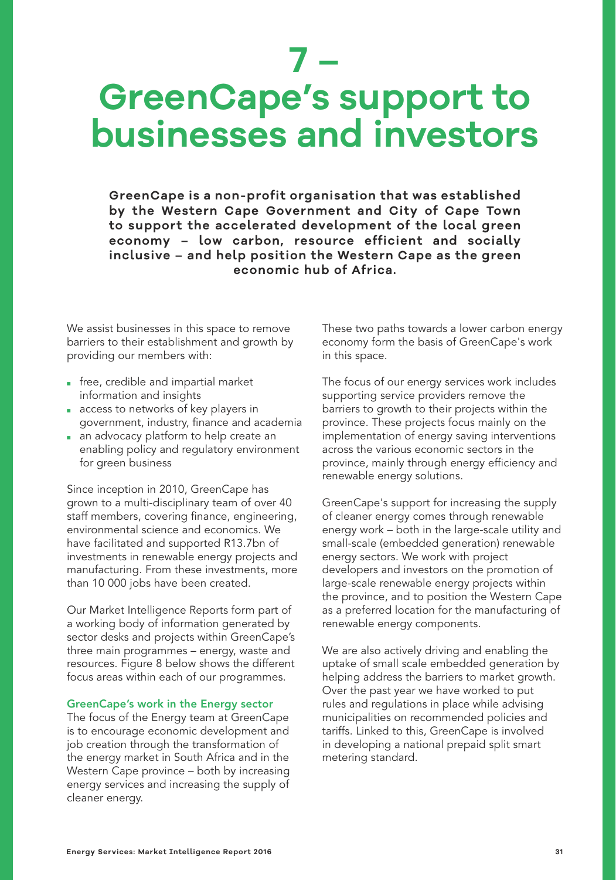# 7 – GreenCape's support to businesses and investors

**GreenCape is a non-profit organisation that was established by the Western Cape Government and City of Cape Town to support the accelerated development of the local green economy – low carbon, resource efficient and socially inclusive – and help position the Western Cape as the green economic hub of Africa.**

We assist businesses in this space to remove barriers to their establishment and growth by providing our members with:

- free, credible and impartial market information and insights
- access to networks of key players in government, industry, finance and academia
- an advocacy platform to help create an enabling policy and regulatory environment for green business

Since inception in 2010, GreenCape has grown to a multi-disciplinary team of over 40 staff members, covering finance, engineering, environmental science and economics. We have facilitated and supported R13.7bn of investments in renewable energy projects and manufacturing. From these investments, more than 10 000 jobs have been created.

Our Market Intelligence Reports form part of a working body of information generated by sector desks and projects within GreenCape's three main programmes – energy, waste and resources. Figure 8 below shows the different focus areas within each of our programmes.

### GreenCape's work in the Energy sector

The focus of the Energy team at GreenCape is to encourage economic development and job creation through the transformation of the energy market in South Africa and in the Western Cape province – both by increasing energy services and increasing the supply of cleaner energy.

These two paths towards a lower carbon energy economy form the basis of GreenCape's work in this space.

The focus of our energy services work includes supporting service providers remove the barriers to growth to their projects within the province. These projects focus mainly on the implementation of energy saving interventions across the various economic sectors in the province, mainly through energy efficiency and renewable energy solutions.

GreenCape's support for increasing the supply of cleaner energy comes through renewable energy work – both in the large-scale utility and small-scale (embedded generation) renewable energy sectors. We work with project developers and investors on the promotion of large-scale renewable energy projects within the province, and to position the Western Cape as a preferred location for the manufacturing of renewable energy components.

We are also actively driving and enabling the uptake of small scale embedded generation by helping address the barriers to market growth. Over the past year we have worked to put rules and regulations in place while advising municipalities on recommended policies and tariffs. Linked to this, GreenCape is involved in developing a national prepaid split smart metering standard.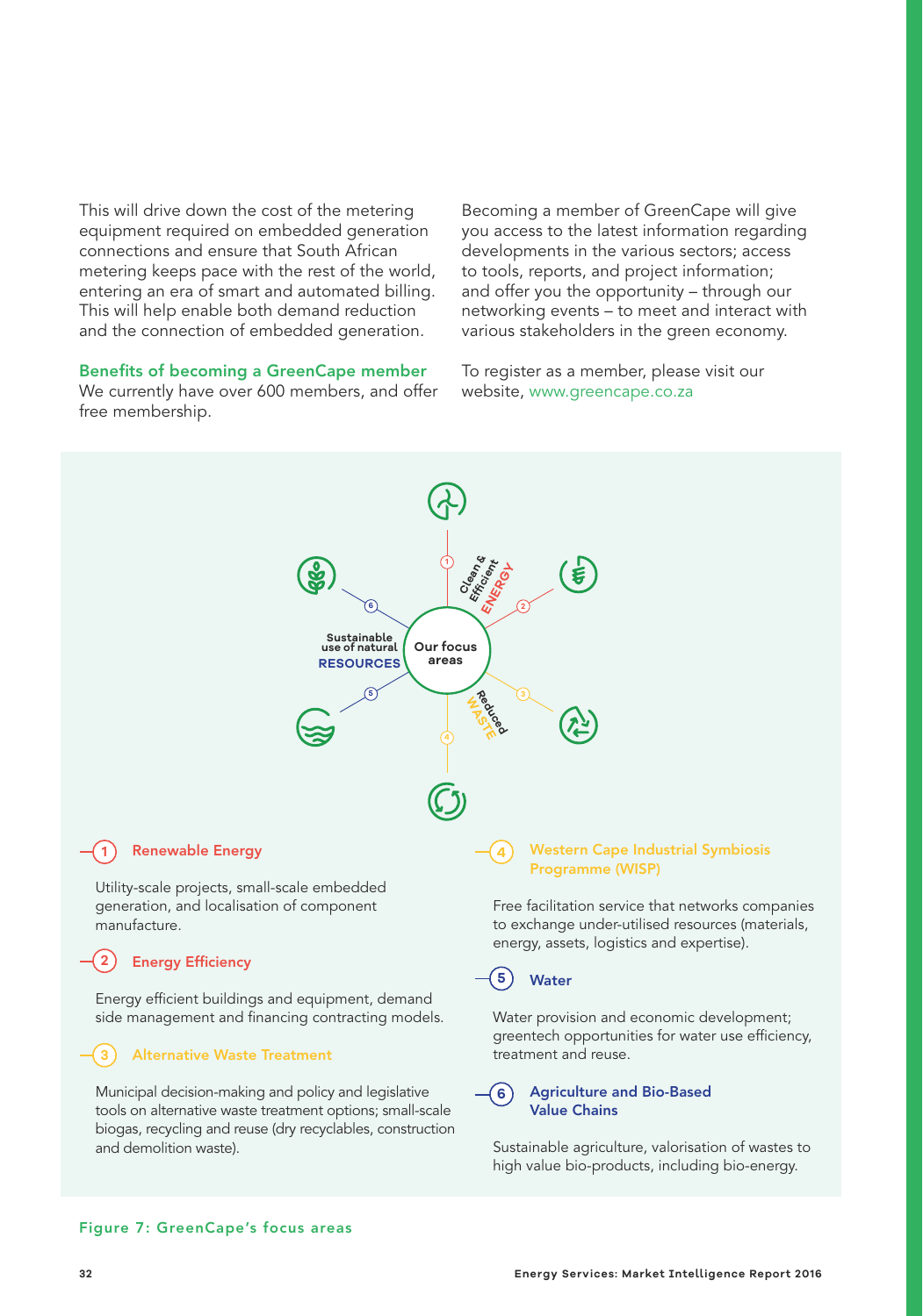This will drive down the cost of the metering equipment required on embedded generation connections and ensure that South African metering keeps pace with the rest of the world, entering an era of smart and automated billing. This will help enable both demand reduction and the connection of embedded generation.

### Benefits of becoming a GreenCape member

We currently have over 600 members, and offer free membership.

Becoming a member of GreenCape will give you access to the latest information regarding developments in the various sectors; access to tools, reports, and project information; and offer you the opportunity – through our networking events – to meet and interact with various stakeholders in the green economy.

To register as a member, please visit our website, www.greencape.co.za

Our focus areas

Clean & Efficient ENERGY

Reduced WASTE

Sustainable use of natural RESOURCES

**1 Renewable Energy**

Utility-scale projects, small-scale embedded generation, and localisation of component manufacture.

**2 Energy Efficiency**

Energy efficient buildings and equipment, demand side management and financing contracting models.

**3 Alternative Waste Treatment**

Municipal decision-making and policy and legislative tools on alternative waste treatment options; small-scale biogas, recycling and reuse (dry recyclables, construction and demolition waste).

**4 Western Cape Industrial Symbiosis Programme (WISP)**

Free facilitation service that networks companies to exchange under-utilised resources (materials, energy, assets, logistics and expertise).

**5 Water**

Water provision and economic development; greentech opportunities for water use efficiency, treatment and reuse.

**6 Agriculture and Bio-Based Value Chains**

Sustainable agriculture, valorisation of wastes to high value bio-products, including bio-energy.

Figure 7: GreenCape's focus areas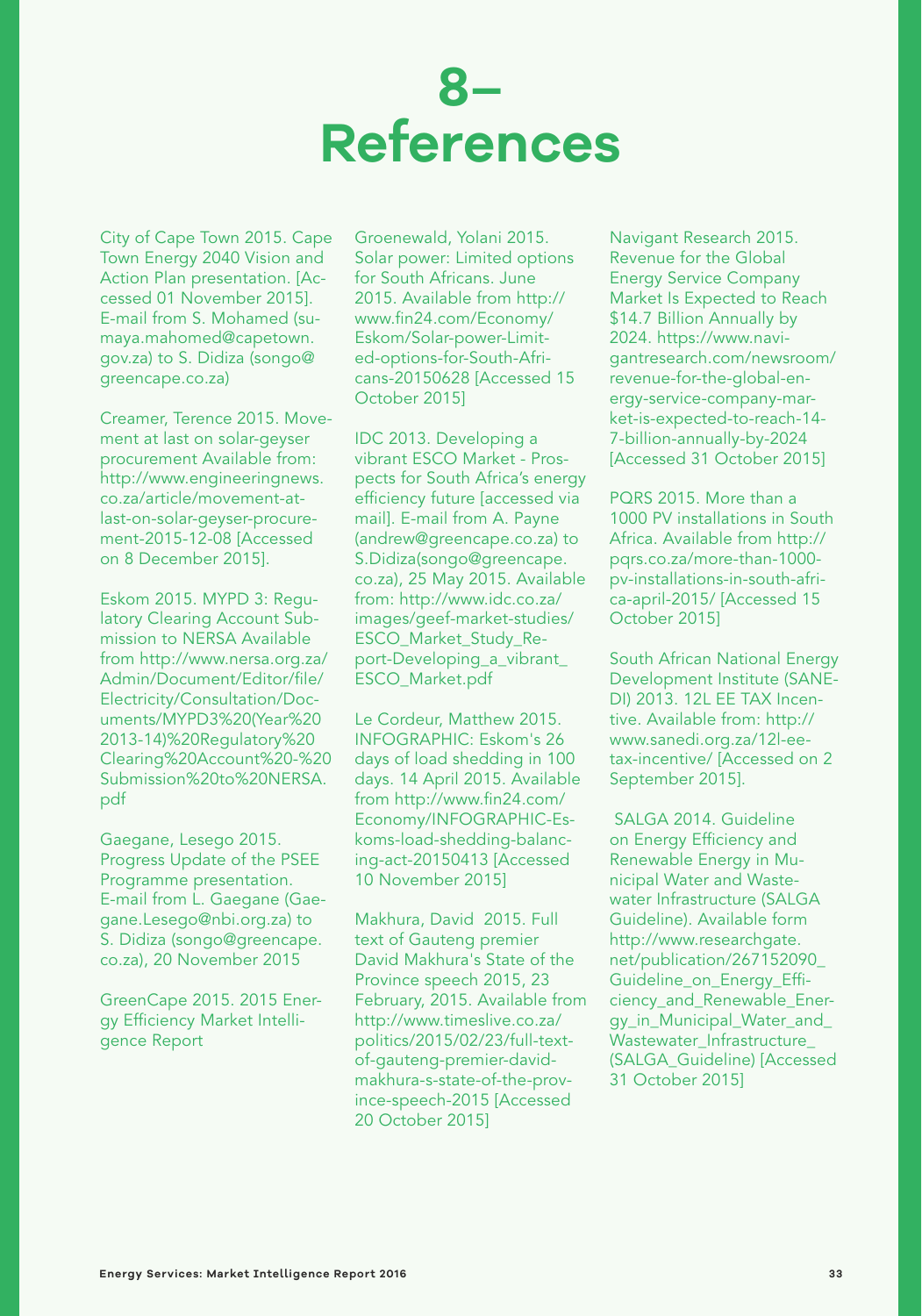# 8– References

City of Cape Town 2015. Cape Town Energy 2040 Vision and Action Plan presentation. [Accessed 01 November 2015]. E-mail from S. Mohamed (sumaya.mahomed@capetown.gov.za) to S. Didiza (songo@greencape.co.za)

Creamer, Terence 2015. Movement at last on solar-geyser procurement Available from: http://www.engineeringnews.co.za/article/movement-at-last-on-solar-geyser-procurement-2015-12-08 [Accessed on 8 December 2015].

Eskom 2015. MYPD 3: Regulatory Clearing Account Submission to NERSA Available from http://www.nersa.org.za/Admin/Document/Editor/file/Electricity/Consultation/Documents/MYPD3%20(Year%202013-14)%20Regulatory%20Clearing%20Account%20-%20Submission%20to%20NERSA.pdf

Gaegane, Lesego 2015. Progress Update of the PSEE Programme presentation. E-mail from L. Gaegane (Gaegane.Lesego@nbi.org.za) to S. Didiza (songo@greencape.co.za), 20 November 2015

GreenCape 2015. 2015 Energy Efficiency Market Intelligence Report

Groenewald, Yolani 2015. Solar power: Limited options for South Africans. June 2015. Available from http://www.fin24.com/Economy/Eskom/Solar-power-Limited-options-for-South-Africans-20150628 [Accessed 15 October 2015]

IDC 2013. Developing a vibrant ESCO Market - Prospects for South Africa's energy efficiency future [accessed via mail]. E-mail from A. Payne (andrew@greencape.co.za) to S.Didiza(songo@greencape.co.za), 25 May 2015. Available from: http://www.idc.co.za/images/geef-market-studies/ESCO_Market_Study_Report-Developing_a_vibrant_ESCO_Market.pdf

Le Cordeur, Matthew 2015. INFOGRAPHIC: Eskom's 26 days of load shedding in 100 days. 14 April 2015. Available from http://www.fin24.com/Economy/INFOGRAPHIC-Eskoms-load-shedding-balancing-act-20150413 [Accessed 10 November 2015]

Makhura, David 2015. Full text of Gauteng premier David Makhura's State of the Province speech 2015, 23 February, 2015. Available from http://www.timeslive.co.za/politics/2015/02/23/full-text-of-gauteng-premier-david-makhura-s-state-of-the-province-speech-2015 [Accessed 20 October 2015]

Navigant Research 2015. Revenue for the Global Energy Service Company Market Is Expected to Reach $14.7 Billion Annually by 2024. https://www.navigantresearch.com/newsroom/revenue-for-the-global-energy-service-company-market-is-expected-to-reach-14-7-billion-annually-by-2024 [Accessed 31 October 2015]

PQRS 2015. More than a 1000 PV installations in South Africa. Available from http://pqrs.co.za/more-than-1000-pv-installations-in-south-africa-april-2015/ [Accessed 15 October 2015]

South African National Energy Development Institute (SANEDI) 2013. 12L EE TAX Incentive. Available from: http://www.sanedi.org.za/12l-ee-tax-incentive/ [Accessed on 2 September 2015].

SALGA 2014. Guideline on Energy Efficiency and Renewable Energy in Municipal Water and Wastewater Infrastructure (SALGA Guideline). Available form http://www.researchgate.net/publication/267152090_Guideline_on_Energy_Efficiency_and_Renewable_Energy_in_Municipal_Water_and_Wastewater_Infrastructure_(SALGA_Guideline) [Accessed 31 October 2015]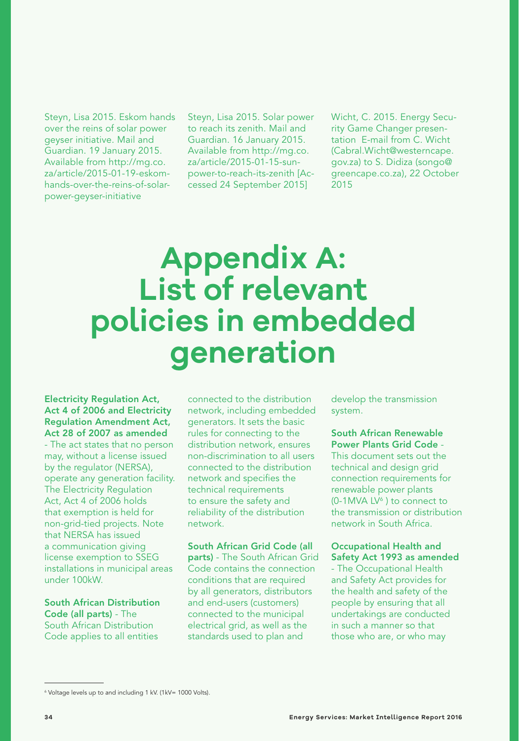Steyn, Lisa 2015. Eskom hands over the reins of solar power geyser initiative. Mail and Guardian. 19 January 2015. Available from http://mg.co.za/article/2015-01-19-eskom-hands-over-the-reins-of-solar-power-geyser-initiative

Steyn, Lisa 2015. Solar power to reach its zenith. Mail and Guardian. 16 January 2015. Available from http://mg.co.za/article/2015-01-15-sun-power-to-reach-its-zenith [Accessed 24 September 2015]

Wicht, C. 2015. Energy Security Game Changer presentation E-mail from C. Wicht (Cabral.Wicht@westerncape.gov.za) to S. Didiza (songo@greencape.co.za), 22 October 2015

# Appendix A: List of relevant policies in embedded generation

**Electricity Regulation Act, Act 4 of 2006 and Electricity Regulation Amendment Act, Act 28 of 2007 as amended** - The act states that no person may, without a license issued by the regulator (NERSA), operate any generation facility. The Electricity Regulation Act, Act 4 of 2006 holds that exemption is held for non-grid-tied projects. Note that NERSA has issued a communication giving license exemption to SSEG installations in municipal areas under 100kW.

**South African Distribution Code (all parts)** - The South African Distribution Code applies to all entities connected to the distribution network, including embedded generators. It sets the basic rules for connecting to the distribution network, ensures non-discrimination to all users connected to the distribution network and specifies the technical requirements to ensure the safety and reliability of the distribution network.

**South African Grid Code (all parts)** - The South African Grid Code contains the connection conditions that are required by all generators, distributors and end-users (customers) connected to the municipal electrical grid, as well as the standards used to plan and develop the transmission system.

**South African Renewable Power Plants Grid Code** - This document sets out the technical and design grid connection requirements for renewable power plants (0-1MVA LV[6] ) to connect to the transmission or distribution network in South Africa.

**Occupational Health and Safety Act 1993 as amended** - The Occupational Health and Safety Act provides for the health and safety of the people by ensuring that all undertakings are conducted in such a manner so that those who are, or who may

[6] Voltage levels up to and including 1 kV. (1kV= 1000 Volts).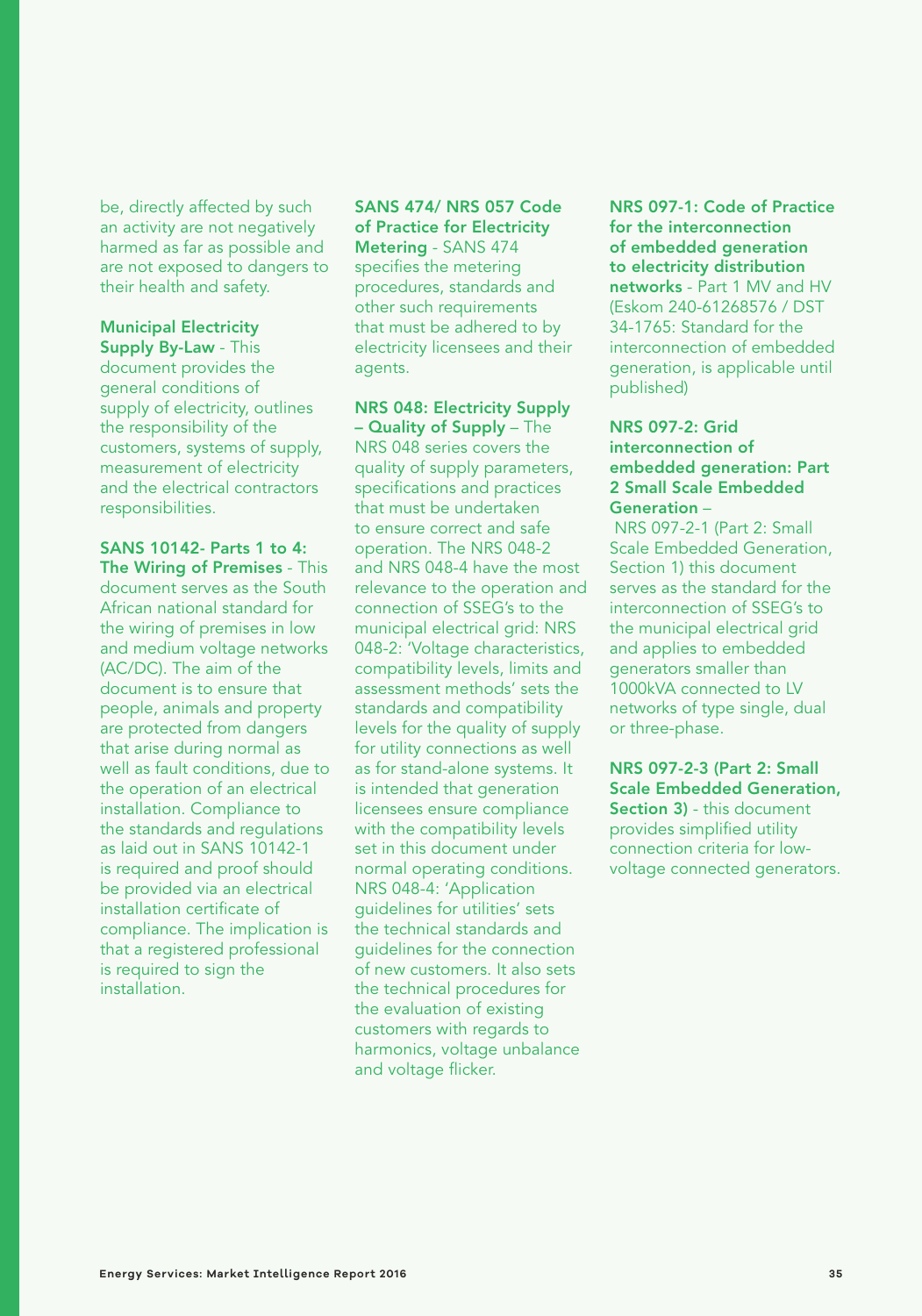be, directly affected by such an activity are not negatively harmed as far as possible and are not exposed to dangers to their health and safety.

**Municipal Electricity Supply By-Law** - This document provides the general conditions of supply of electricity, outlines the responsibility of the customers, systems of supply, measurement of electricity and the electrical contractors responsibilities.

**SANS 10142- Parts 1 to 4: The Wiring of Premises** - This document serves as the South African national standard for the wiring of premises in low and medium voltage networks (AC/DC). The aim of the document is to ensure that people, animals and property are protected from dangers that arise during normal as well as fault conditions, due to the operation of an electrical installation. Compliance to the standards and regulations as laid out in SANS 10142-1 is required and proof should be provided via an electrical installation certificate of compliance. The implication is that a registered professional is required to sign the installation.

**SANS 474/ NRS 057 Code of Practice for Electricity Metering** - SANS 474 specifies the metering procedures, standards and other such requirements that must be adhered to by electricity licensees and their agents.

**NRS 048: Electricity Supply – Quality of Supply** – The NRS 048 series covers the quality of supply parameters, specifications and practices that must be undertaken to ensure correct and safe operation. The NRS 048-2 and NRS 048-4 have the most relevance to the operation and connection of SSEG's to the municipal electrical grid: NRS 048-2: 'Voltage characteristics, compatibility levels, limits and assessment methods' sets the standards and compatibility levels for the quality of supply for utility connections as well as for stand-alone systems. It is intended that generation licensees ensure compliance with the compatibility levels set in this document under normal operating conditions. NRS 048-4: 'Application guidelines for utilities' sets the technical standards and guidelines for the connection of new customers. It also sets the technical procedures for the evaluation of existing customers with regards to harmonics, voltage unbalance and voltage flicker.

**NRS 097-1: Code of Practice for the interconnection of embedded generation to electricity distribution networks** - Part 1 MV and HV (Eskom 240-61268576 / DST 34-1765: Standard for the interconnection of embedded generation, is applicable until published)

**NRS 097-2: Grid interconnection of embedded generation: Part 2 Small Scale Embedded Generation** –

NRS 097-2-1 (Part 2: Small Scale Embedded Generation, Section 1) this document serves as the standard for the interconnection of SSEG's to the municipal electrical grid and applies to embedded generators smaller than 1000kVA connected to LV networks of type single, dual or three-phase.

**NRS 097-2-3 (Part 2: Small Scale Embedded Generation, Section 3)** - this document provides simplified utility connection criteria for low-voltage connected generators.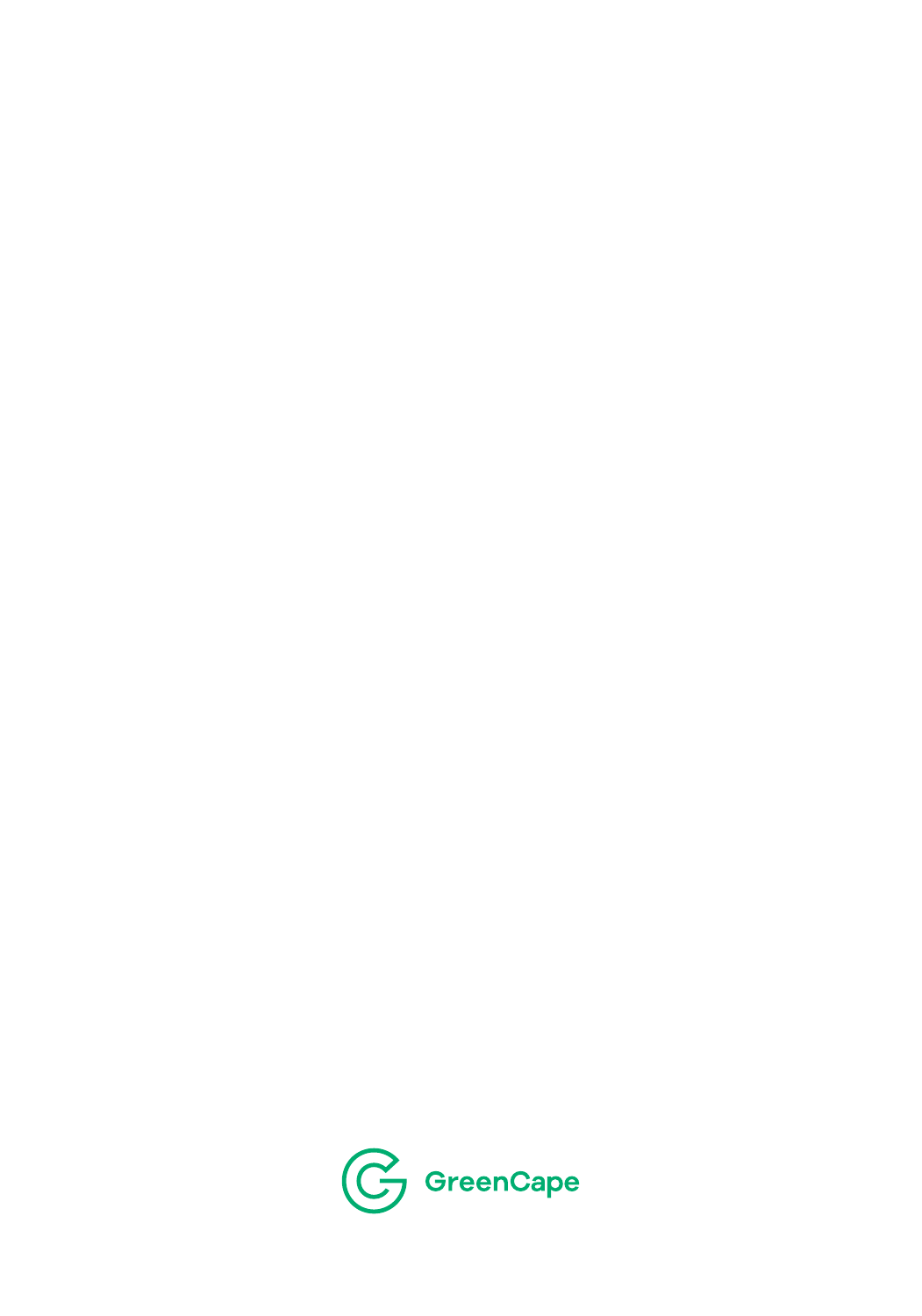GreenCape